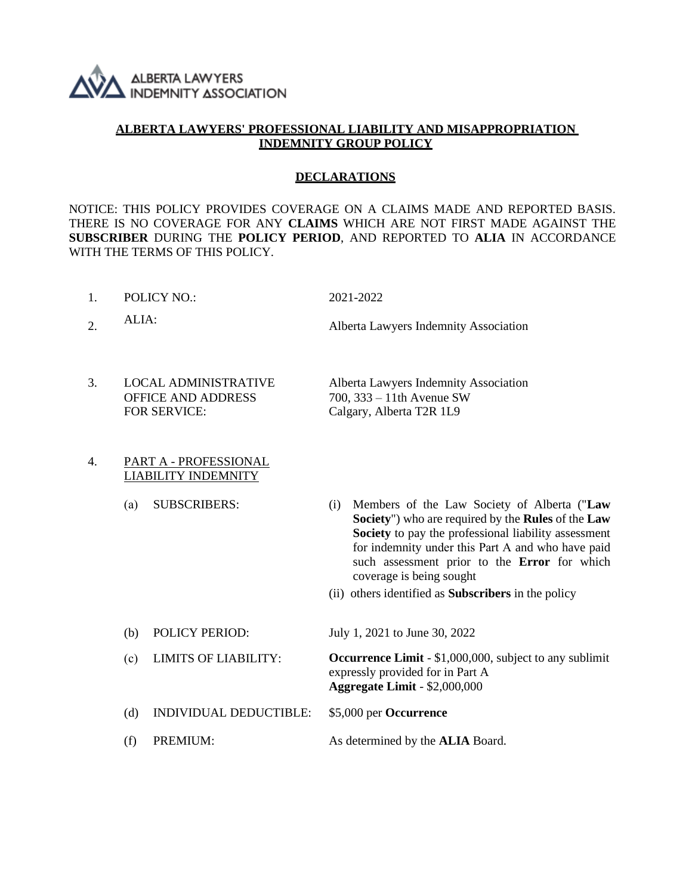ALBERTA LAWYERS INDEMNITY ASSOCIATION

# ALBERTA LAWYERS' PROFESSIONAL LIABILITY AND MISAPPROPRIATION INDEMNITY GROUP POLICY

## DECLARATIONS

NOTICE: THIS POLICY PROVIDES COVERAGE ON A CLAIMS MADE AND REPORTED BASIS. THERE IS NO COVERAGE FOR ANY **CLAIMS** WHICH ARE NOT FIRST MADE AGAINST THE **SUBSCRIBER** DURING THE **POLICY PERIOD**, AND REPORTED TO **ALIA** IN ACCORDANCE WITH THE TERMS OF THIS POLICY.

1. POLICY NO.: 2021-2022

2. ALIA: Alberta Lawyers Indemnity Association

3. LOCAL ADMINISTRATIVE OFFICE AND ADDRESS FOR SERVICE: Alberta Lawyers Indemnity Association
   700, 333 – 11th Avenue SW
   Calgary, Alberta T2R 1L9

4. PART A - PROFESSIONAL LIABILITY INDEMNITY

   (a) SUBSCRIBERS:
   - (i) Members of the Law Society of Alberta ("**Law Society**") who are required by the **Rules** of the **Law Society** to pay the professional liability assessment for indemnity under this Part A and who have paid such assessment prior to the **Error** for which coverage is being sought
   - (ii) others identified as **Subscribers** in the policy

   (b) POLICY PERIOD: July 1, 2021 to June 30, 2022

   (c) LIMITS OF LIABILITY: **Occurrence Limit** - $1,000,000, subject to any sublimit expressly provided for in Part A
   **Aggregate Limit** - $2,000,000

   (d) INDIVIDUAL DEDUCTIBLE: $5,000 per **Occurrence**

   (f) PREMIUM: As determined by the **ALIA** Board.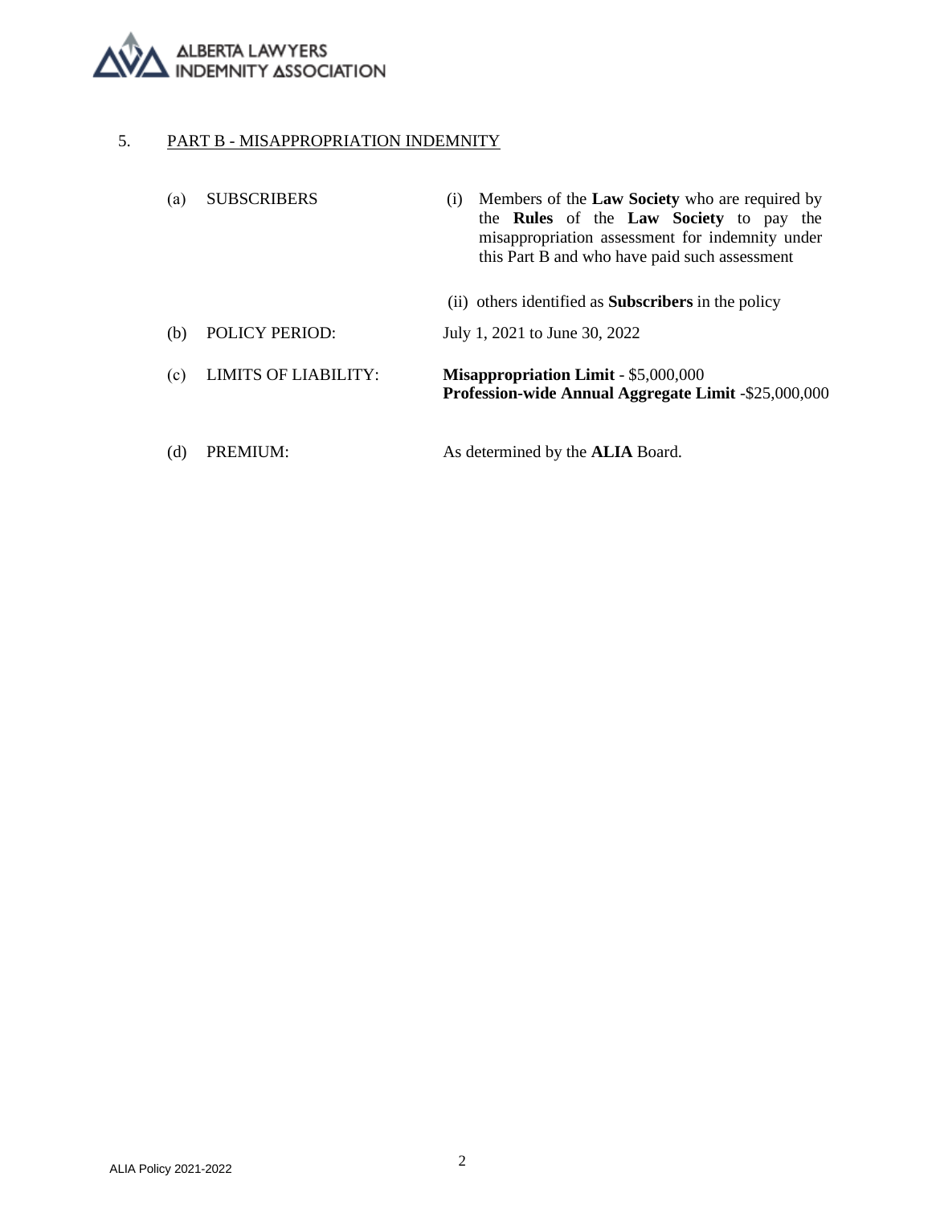5. <u>PART B - MISAPPROPRIATION INDEMNITY</u>

| | | |
|---|---|---|
| (a) | SUBSCRIBERS | (i) Members of the **Law Society** who are required by the **Rules** of the **Law Society** to pay the misappropriation assessment for indemnity under this Part B and who have paid such assessment |
| | | (ii) others identified as **Subscribers** in the policy |
| (b) | POLICY PERIOD: | July 1, 2021 to June 30, 2022 |
| (c) | LIMITS OF LIABILITY: | **Misappropriation Limit** - $5,000,000<br>**Profession-wide Annual Aggregate Limit** -$25,000,000 |
| (d) | PREMIUM: | As determined by the **ALIA** Board. |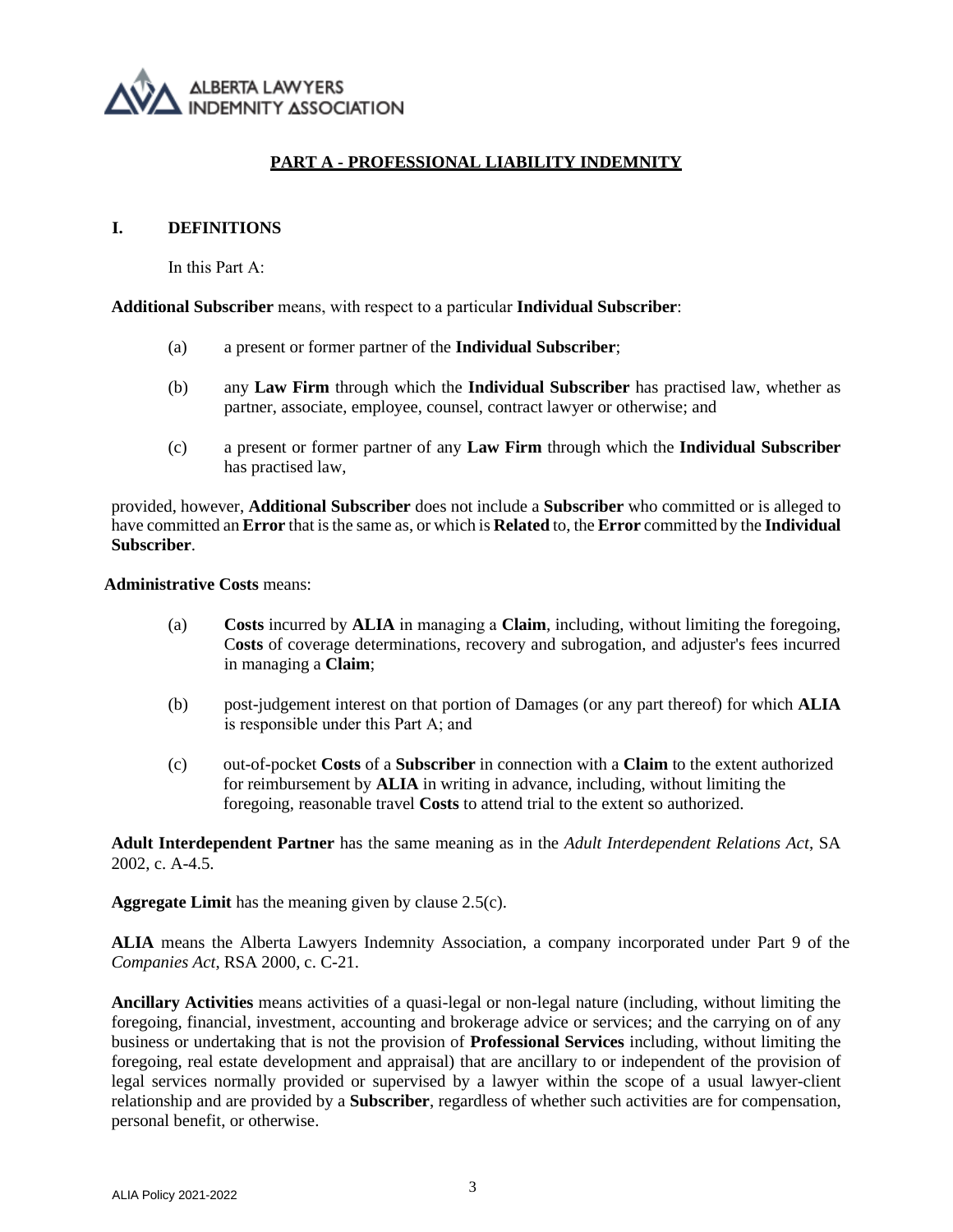## PART A - PROFESSIONAL LIABILITY INDEMNITY

### I. DEFINITIONS

In this Part A:

**Additional Subscriber** means, with respect to a particular **Individual Subscriber**:

(a) a present or former partner of the **Individual Subscriber**;

(b) any **Law Firm** through which the **Individual Subscriber** has practised law, whether as partner, associate, employee, counsel, contract lawyer or otherwise; and

(c) a present or former partner of any **Law Firm** through which the **Individual Subscriber** has practised law,

provided, however, **Additional Subscriber** does not include a **Subscriber** who committed or is alleged to have committed an **Error** that is the same as, or which is **Related** to, the **Error** committed by the **Individual Subscriber**.

**Administrative Costs** means:

(a) **Costs** incurred by **ALIA** in managing a **Claim**, including, without limiting the foregoing, C**osts** of coverage determinations, recovery and subrogation, and adjuster's fees incurred in managing a **Claim**;

(b) post-judgement interest on that portion of Damages (or any part thereof) for which **ALIA** is responsible under this Part A; and

(c) out-of-pocket **Costs** of a **Subscriber** in connection with a **Claim** to the extent authorized for reimbursement by **ALIA** in writing in advance, including, without limiting the foregoing, reasonable travel **Costs** to attend trial to the extent so authorized.

**Adult Interdependent Partner** has the same meaning as in the *Adult Interdependent Relations Act*, SA 2002, c. A-4.5.

**Aggregate Limit** has the meaning given by clause 2.5(c).

**ALIA** means the Alberta Lawyers Indemnity Association, a company incorporated under Part 9 of the *Companies Act*, RSA 2000, c. C-21.

**Ancillary Activities** means activities of a quasi-legal or non-legal nature (including, without limiting the foregoing, financial, investment, accounting and brokerage advice or services; and the carrying on of any business or undertaking that is not the provision of **Professional Services** including, without limiting the foregoing, real estate development and appraisal) that are ancillary to or independent of the provision of legal services normally provided or supervised by a lawyer within the scope of a usual lawyer-client relationship and are provided by a **Subscriber**, regardless of whether such activities are for compensation, personal benefit, or otherwise.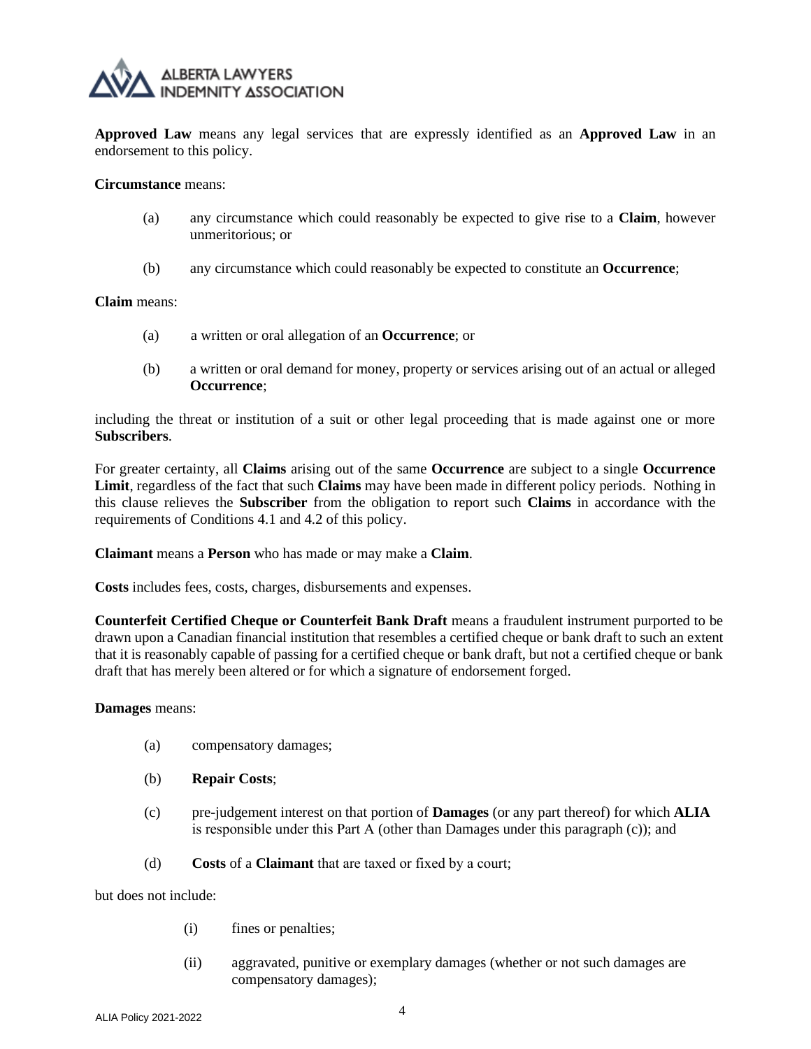**Approved Law** means any legal services that are expressly identified as an **Approved Law** in an endorsement to this policy.

**Circumstance** means:

(a) any circumstance which could reasonably be expected to give rise to a **Claim**, however unmeritorious; or

(b) any circumstance which could reasonably be expected to constitute an **Occurrence**;

**Claim** means:

(a) a written or oral allegation of an **Occurrence**; or

(b) a written or oral demand for money, property or services arising out of an actual or alleged **Occurrence**;

including the threat or institution of a suit or other legal proceeding that is made against one or more **Subscribers**.

For greater certainty, all **Claims** arising out of the same **Occurrence** are subject to a single **Occurrence Limit**, regardless of the fact that such **Claims** may have been made in different policy periods. Nothing in this clause relieves the **Subscriber** from the obligation to report such **Claims** in accordance with the requirements of Conditions 4.1 and 4.2 of this policy.

**Claimant** means a **Person** who has made or may make a **Claim**.

**Costs** includes fees, costs, charges, disbursements and expenses.

**Counterfeit Certified Cheque or Counterfeit Bank Draft** means a fraudulent instrument purported to be drawn upon a Canadian financial institution that resembles a certified cheque or bank draft to such an extent that it is reasonably capable of passing for a certified cheque or bank draft, but not a certified cheque or bank draft that has merely been altered or for which a signature of endorsement forged.

**Damages** means:

(a) compensatory damages;

(b) **Repair Costs**;

(c) pre-judgement interest on that portion of **Damages** (or any part thereof) for which **ALIA** is responsible under this Part A (other than Damages under this paragraph (c)); and

(d) **Costs** of a **Claimant** that are taxed or fixed by a court;

but does not include:

(i) fines or penalties;

(ii) aggravated, punitive or exemplary damages (whether or not such damages are compensatory damages);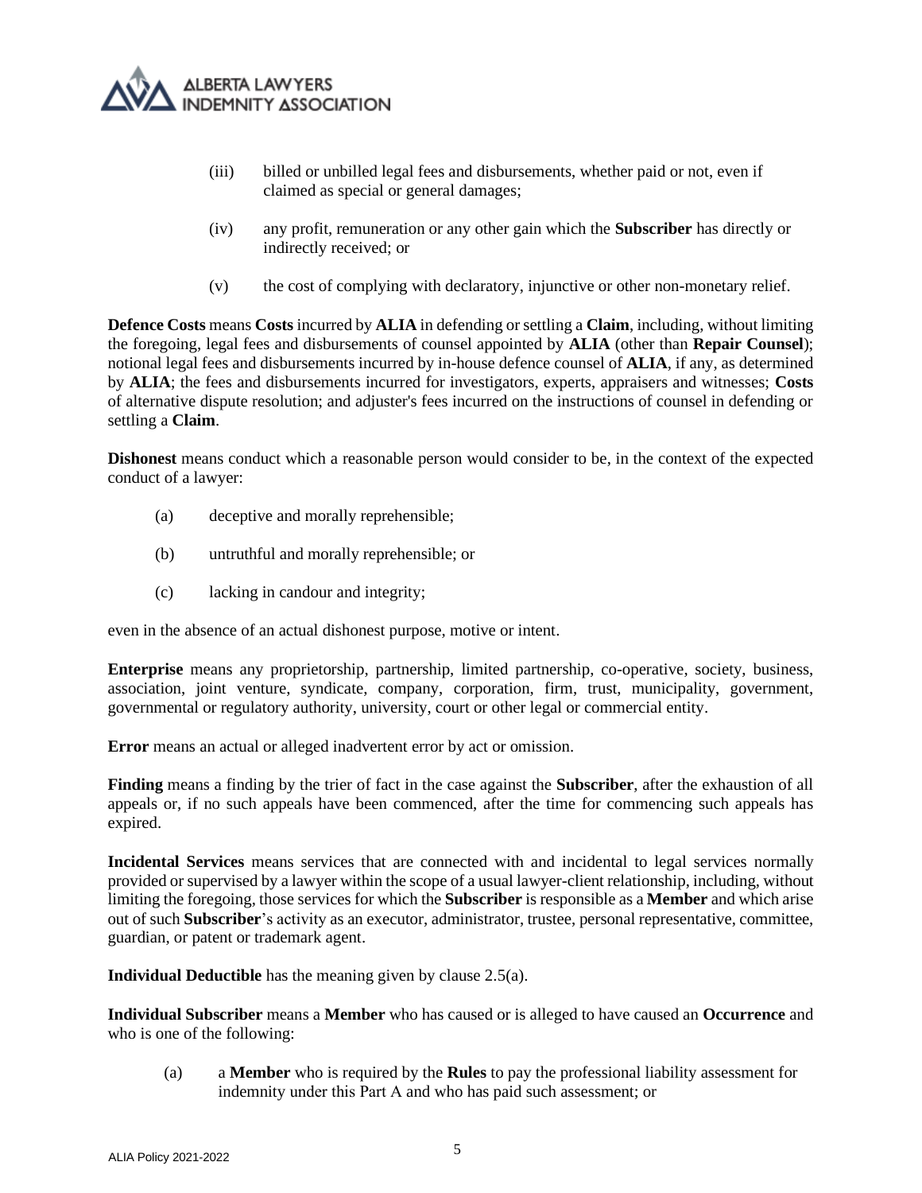(iii) billed or unbilled legal fees and disbursements, whether paid or not, even if claimed as special or general damages;

(iv) any profit, remuneration or any other gain which the **Subscriber** has directly or indirectly received; or

(v) the cost of complying with declaratory, injunctive or other non-monetary relief.

**Defence Costs** means **Costs** incurred by **ALIA** in defending or settling a **Claim**, including, without limiting the foregoing, legal fees and disbursements of counsel appointed by **ALIA** (other than **Repair Counsel**); notional legal fees and disbursements incurred by in-house defence counsel of **ALIA**, if any, as determined by **ALIA**; the fees and disbursements incurred for investigators, experts, appraisers and witnesses; **Costs** of alternative dispute resolution; and adjuster's fees incurred on the instructions of counsel in defending or settling a **Claim**.

**Dishonest** means conduct which a reasonable person would consider to be, in the context of the expected conduct of a lawyer:

(a) deceptive and morally reprehensible;

(b) untruthful and morally reprehensible; or

(c) lacking in candour and integrity;

even in the absence of an actual dishonest purpose, motive or intent.

**Enterprise** means any proprietorship, partnership, limited partnership, co-operative, society, business, association, joint venture, syndicate, company, corporation, firm, trust, municipality, government, governmental or regulatory authority, university, court or other legal or commercial entity.

**Error** means an actual or alleged inadvertent error by act or omission.

**Finding** means a finding by the trier of fact in the case against the **Subscriber**, after the exhaustion of all appeals or, if no such appeals have been commenced, after the time for commencing such appeals has expired.

**Incidental Services** means services that are connected with and incidental to legal services normally provided or supervised by a lawyer within the scope of a usual lawyer-client relationship, including, without limiting the foregoing, those services for which the **Subscriber** is responsible as a **Member** and which arise out of such **Subscriber**'s activity as an executor, administrator, trustee, personal representative, committee, guardian, or patent or trademark agent.

**Individual Deductible** has the meaning given by clause 2.5(a).

**Individual Subscriber** means a **Member** who has caused or is alleged to have caused an **Occurrence** and who is one of the following:

(a) a **Member** who is required by the **Rules** to pay the professional liability assessment for indemnity under this Part A and who has paid such assessment; or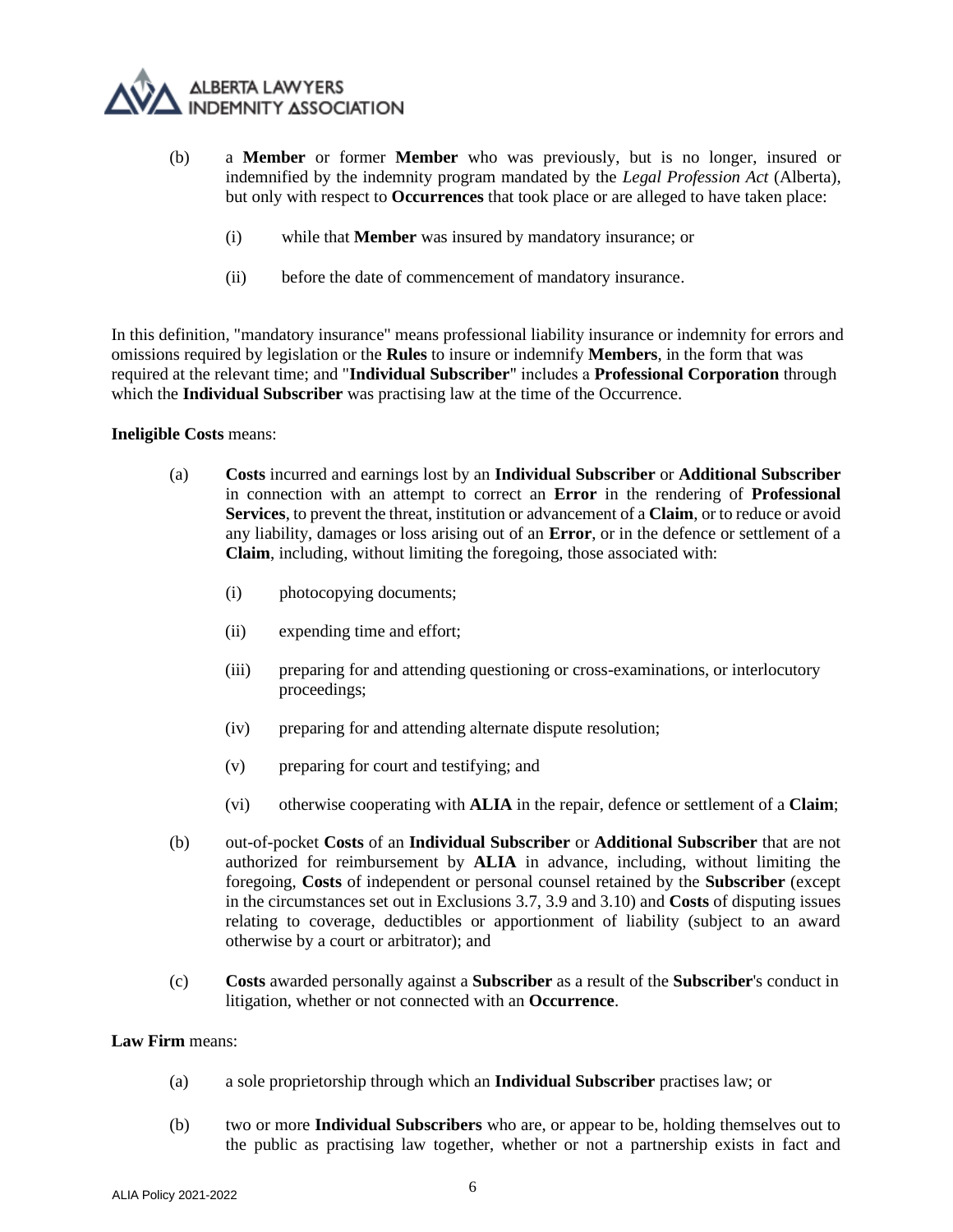(b) a **Member** or former **Member** who was previously, but is no longer, insured or indemnified by the indemnity program mandated by the *Legal Profession Act* (Alberta), but only with respect to **Occurrences** that took place or are alleged to have taken place:

 (i) while that **Member** was insured by mandatory insurance; or

 (ii) before the date of commencement of mandatory insurance.

In this definition, "mandatory insurance" means professional liability insurance or indemnity for errors and omissions required by legislation or the **Rules** to insure or indemnify **Members**, in the form that was required at the relevant time; and "**Individual Subscriber**" includes a **Professional Corporation** through which the **Individual Subscriber** was practising law at the time of the Occurrence.

**Ineligible Costs** means:

(a) **Costs** incurred and earnings lost by an **Individual Subscriber** or **Additional Subscriber** in connection with an attempt to correct an **Error** in the rendering of **Professional Services**, to prevent the threat, institution or advancement of a **Claim**, or to reduce or avoid any liability, damages or loss arising out of an **Error**, or in the defence or settlement of a **Claim**, including, without limiting the foregoing, those associated with:

 (i) photocopying documents;

 (ii) expending time and effort;

 (iii) preparing for and attending questioning or cross-examinations, or interlocutory proceedings;

 (iv) preparing for and attending alternate dispute resolution;

 (v) preparing for court and testifying; and

 (vi) otherwise cooperating with **ALIA** in the repair, defence or settlement of a **Claim**;

(b) out-of-pocket **Costs** of an **Individual Subscriber** or **Additional Subscriber** that are not authorized for reimbursement by **ALIA** in advance, including, without limiting the foregoing, **Costs** of independent or personal counsel retained by the **Subscriber** (except in the circumstances set out in Exclusions 3.7, 3.9 and 3.10) and **Costs** of disputing issues relating to coverage, deductibles or apportionment of liability (subject to an award otherwise by a court or arbitrator); and

(c) **Costs** awarded personally against a **Subscriber** as a result of the **Subscriber**'s conduct in litigation, whether or not connected with an **Occurrence**.

**Law Firm** means:

(a) a sole proprietorship through which an **Individual Subscriber** practises law; or

(b) two or more **Individual Subscribers** who are, or appear to be, holding themselves out to the public as practising law together, whether or not a partnership exists in fact and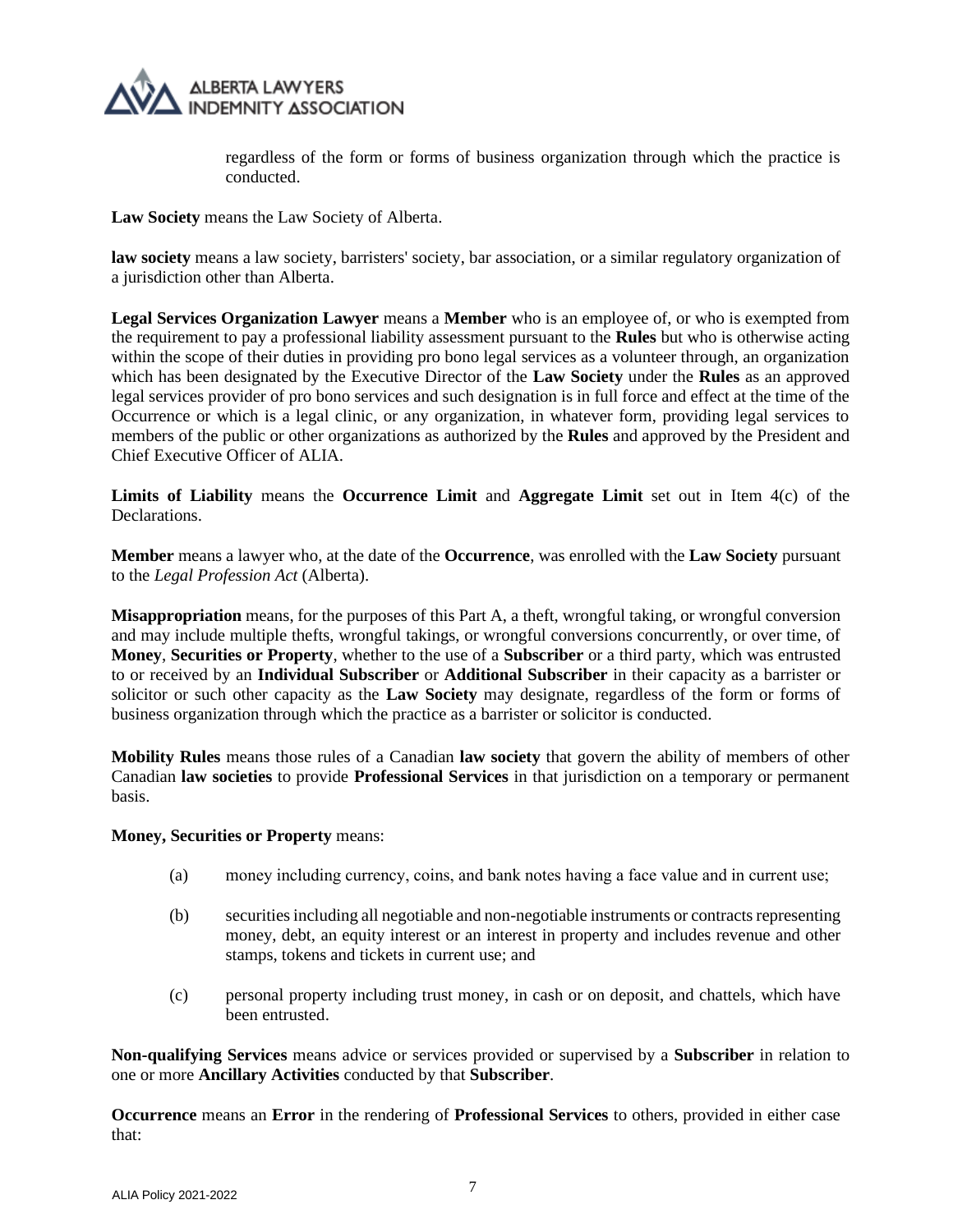regardless of the form or forms of business organization through which the practice is conducted.

**Law Society** means the Law Society of Alberta.

**law society** means a law society, barristers' society, bar association, or a similar regulatory organization of a jurisdiction other than Alberta.

**Legal Services Organization Lawyer** means a **Member** who is an employee of, or who is exempted from the requirement to pay a professional liability assessment pursuant to the **Rules** but who is otherwise acting within the scope of their duties in providing pro bono legal services as a volunteer through, an organization which has been designated by the Executive Director of the **Law Society** under the **Rules** as an approved legal services provider of pro bono services and such designation is in full force and effect at the time of the Occurrence or which is a legal clinic, or any organization, in whatever form, providing legal services to members of the public or other organizations as authorized by the **Rules** and approved by the President and Chief Executive Officer of ALIA.

**Limits of Liability** means the **Occurrence Limit** and **Aggregate Limit** set out in Item 4(c) of the Declarations.

**Member** means a lawyer who, at the date of the **Occurrence**, was enrolled with the **Law Society** pursuant to the *Legal Profession Act* (Alberta).

**Misappropriation** means, for the purposes of this Part A, a theft, wrongful taking, or wrongful conversion and may include multiple thefts, wrongful takings, or wrongful conversions concurrently, or over time, of **Money**, **Securities or Property**, whether to the use of a **Subscriber** or a third party, which was entrusted to or received by an **Individual Subscriber** or **Additional Subscriber** in their capacity as a barrister or solicitor or such other capacity as the **Law Society** may designate, regardless of the form or forms of business organization through which the practice as a barrister or solicitor is conducted.

**Mobility Rules** means those rules of a Canadian **law society** that govern the ability of members of other Canadian **law societies** to provide **Professional Services** in that jurisdiction on a temporary or permanent basis.

**Money, Securities or Property** means:

(a) money including currency, coins, and bank notes having a face value and in current use;

(b) securities including all negotiable and non-negotiable instruments or contracts representing money, debt, an equity interest or an interest in property and includes revenue and other stamps, tokens and tickets in current use; and

(c) personal property including trust money, in cash or on deposit, and chattels, which have been entrusted.

**Non-qualifying Services** means advice or services provided or supervised by a **Subscriber** in relation to one or more **Ancillary Activities** conducted by that **Subscriber**.

**Occurrence** means an **Error** in the rendering of **Professional Services** to others, provided in either case that: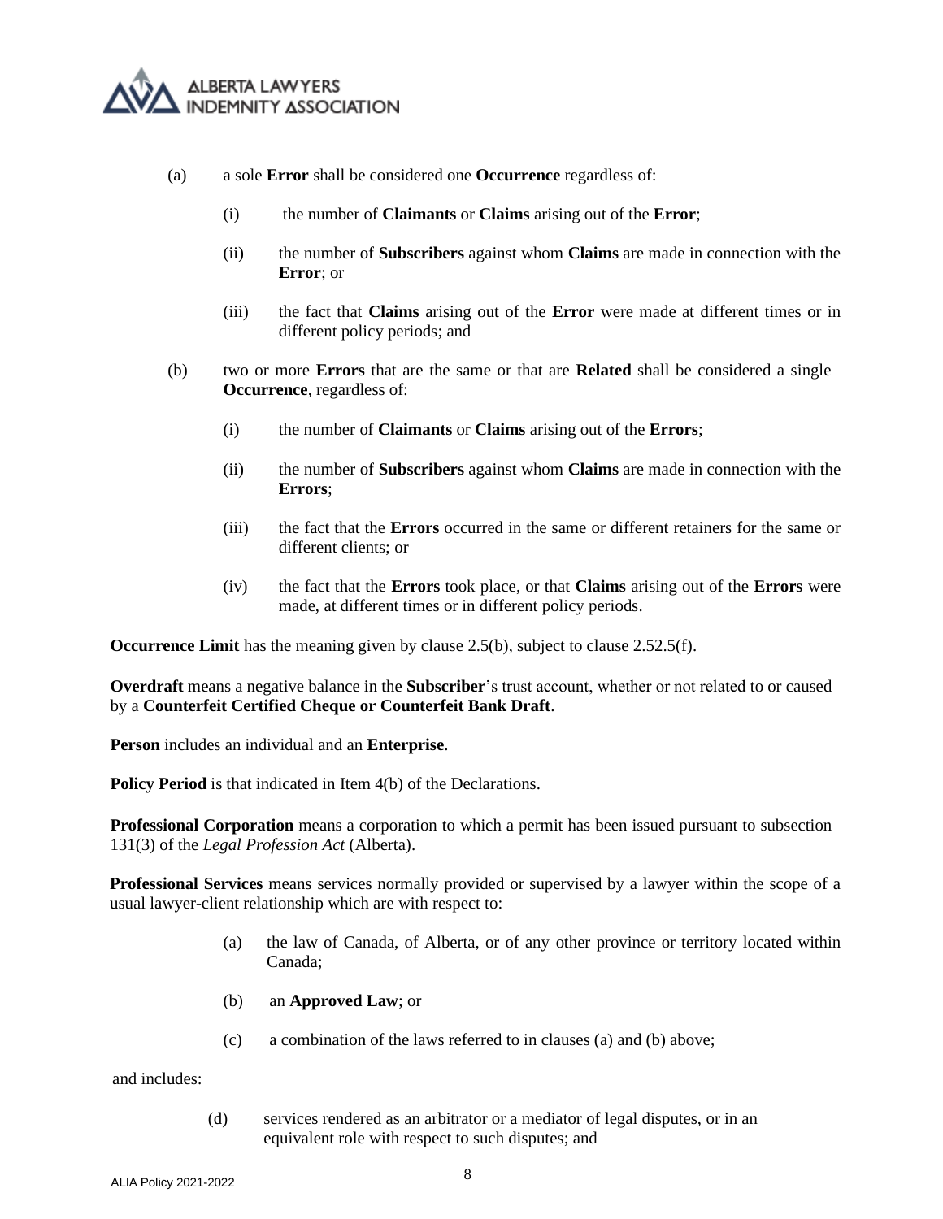(a) a sole **Error** shall be considered one **Occurrence** regardless of:

  (i) the number of **Claimants** or **Claims** arising out of the **Error**;

  (ii) the number of **Subscribers** against whom **Claims** are made in connection with the **Error**; or

  (iii) the fact that **Claims** arising out of the **Error** were made at different times or in different policy periods; and

(b) two or more **Errors** that are the same or that are **Related** shall be considered a single **Occurrence**, regardless of:

  (i) the number of **Claimants** or **Claims** arising out of the **Errors**;

  (ii) the number of **Subscribers** against whom **Claims** are made in connection with the **Errors**;

  (iii) the fact that the **Errors** occurred in the same or different retainers for the same or different clients; or

  (iv) the fact that the **Errors** took place, or that **Claims** arising out of the **Errors** were made, at different times or in different policy periods.

**Occurrence Limit** has the meaning given by clause 2.5(b), subject to clause 2.52.5(f).

**Overdraft** means a negative balance in the **Subscriber**'s trust account, whether or not related to or caused by a **Counterfeit Certified Cheque or Counterfeit Bank Draft**.

**Person** includes an individual and an **Enterprise**.

**Policy Period** is that indicated in Item 4(b) of the Declarations.

**Professional Corporation** means a corporation to which a permit has been issued pursuant to subsection 131(3) of the *Legal Profession Act* (Alberta).

**Professional Services** means services normally provided or supervised by a lawyer within the scope of a usual lawyer-client relationship which are with respect to:

(a) the law of Canada, of Alberta, or of any other province or territory located within Canada;

(b) an **Approved Law**; or

(c) a combination of the laws referred to in clauses (a) and (b) above;

and includes:

(d) services rendered as an arbitrator or a mediator of legal disputes, or in an equivalent role with respect to such disputes; and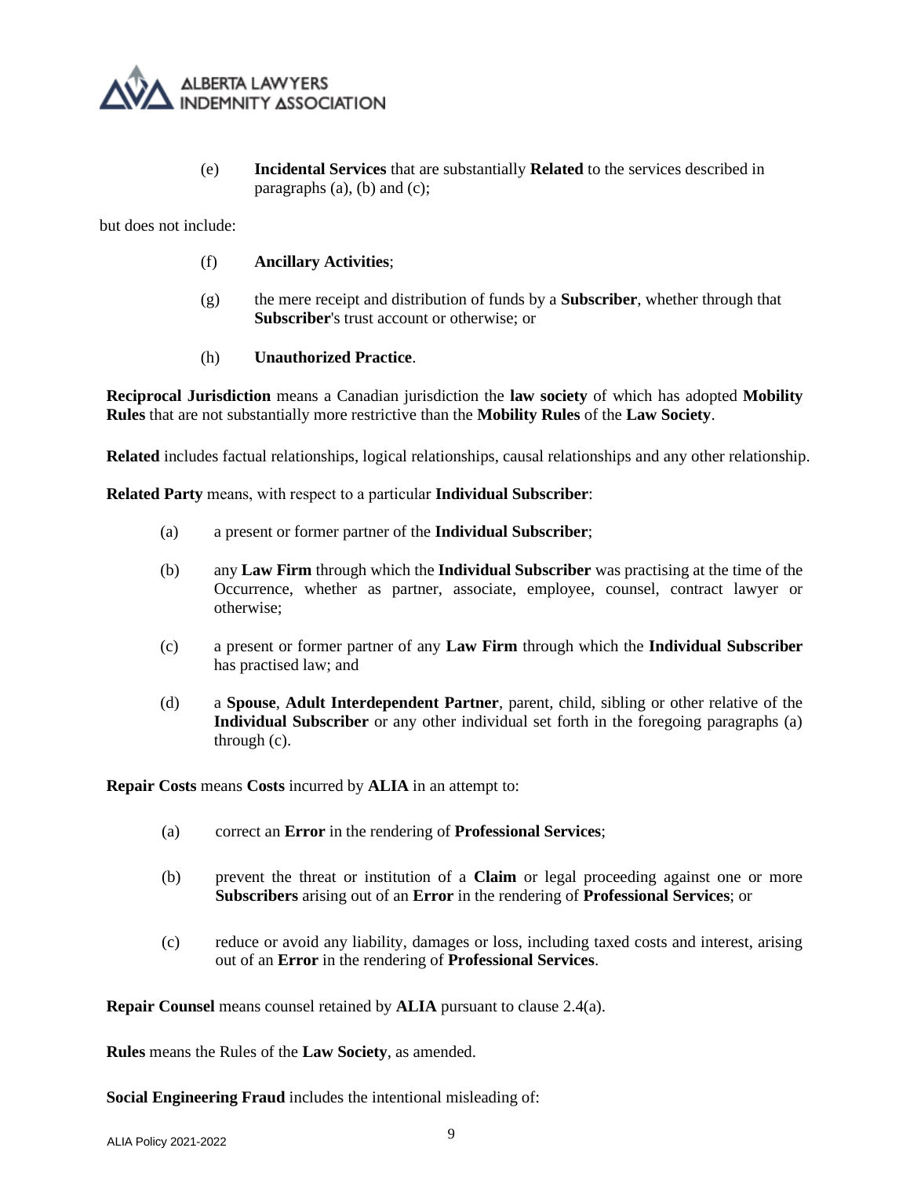(e) **Incidental Services** that are substantially **Related** to the services described in paragraphs (a), (b) and (c);

but does not include:

(f) **Ancillary Activities**;

(g) the mere receipt and distribution of funds by a **Subscriber**, whether through that **Subscriber**'s trust account or otherwise; or

(h) **Unauthorized Practice**.

**Reciprocal Jurisdiction** means a Canadian jurisdiction the **law society** of which has adopted **Mobility Rules** that are not substantially more restrictive than the **Mobility Rules** of the **Law Society**.

**Related** includes factual relationships, logical relationships, causal relationships and any other relationship.

**Related Party** means, with respect to a particular **Individual Subscriber**:

(a) a present or former partner of the **Individual Subscriber**;

(b) any **Law Firm** through which the **Individual Subscriber** was practising at the time of the Occurrence, whether as partner, associate, employee, counsel, contract lawyer or otherwise;

(c) a present or former partner of any **Law Firm** through which the **Individual Subscriber** has practised law; and

(d) a **Spouse**, **Adult Interdependent Partner**, parent, child, sibling or other relative of the **Individual Subscriber** or any other individual set forth in the foregoing paragraphs (a) through (c).

**Repair Costs** means **Costs** incurred by **ALIA** in an attempt to:

(a) correct an **Error** in the rendering of **Professional Services**;

(b) prevent the threat or institution of a **Claim** or legal proceeding against one or more **Subscribers** arising out of an **Error** in the rendering of **Professional Services**; or

(c) reduce or avoid any liability, damages or loss, including taxed costs and interest, arising out of an **Error** in the rendering of **Professional Services**.

**Repair Counsel** means counsel retained by **ALIA** pursuant to clause 2.4(a).

**Rules** means the Rules of the **Law Society**, as amended.

**Social Engineering Fraud** includes the intentional misleading of: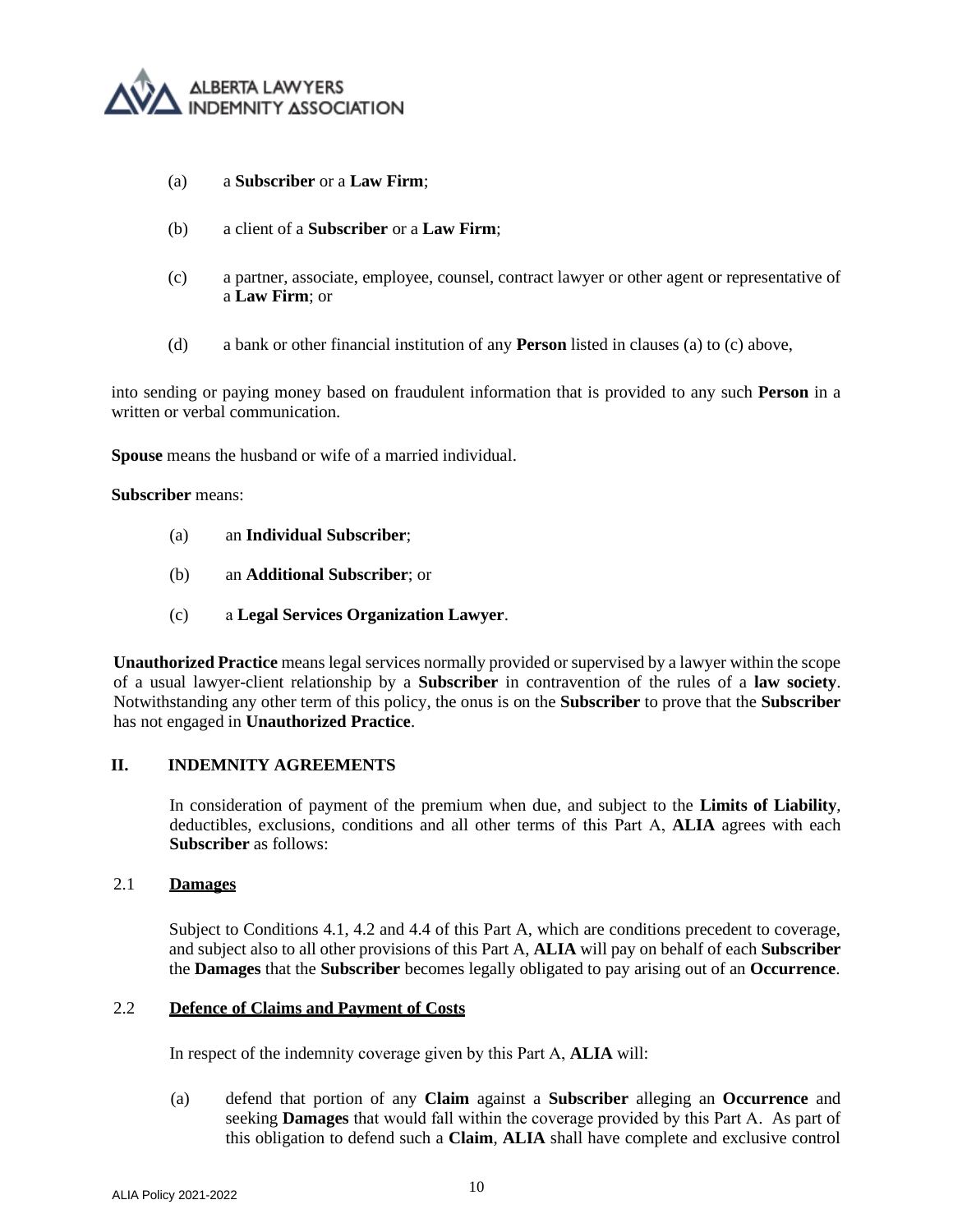(a) a **Subscriber** or a **Law Firm**;

(b) a client of a **Subscriber** or a **Law Firm**;

(c) a partner, associate, employee, counsel, contract lawyer or other agent or representative of a **Law Firm**; or

(d) a bank or other financial institution of any **Person** listed in clauses (a) to (c) above,

into sending or paying money based on fraudulent information that is provided to any such **Person** in a written or verbal communication.

**Spouse** means the husband or wife of a married individual.

**Subscriber** means:

(a) an **Individual Subscriber**;

(b) an **Additional Subscriber**; or

(c) a **Legal Services Organization Lawyer**.

**Unauthorized Practice** means legal services normally provided or supervised by a lawyer within the scope of a usual lawyer-client relationship by a **Subscriber** in contravention of the rules of a **law society**. Notwithstanding any other term of this policy, the onus is on the **Subscriber** to prove that the **Subscriber** has not engaged in **Unauthorized Practice**.

## II. INDEMNITY AGREEMENTS

In consideration of payment of the premium when due, and subject to the **Limits of Liability**, deductibles, exclusions, conditions and all other terms of this Part A, **ALIA** agrees with each **Subscriber** as follows:

### 2.1 Damages

Subject to Conditions 4.1, 4.2 and 4.4 of this Part A, which are conditions precedent to coverage, and subject also to all other provisions of this Part A, **ALIA** will pay on behalf of each **Subscriber** the **Damages** that the **Subscriber** becomes legally obligated to pay arising out of an **Occurrence**.

### 2.2 Defence of Claims and Payment of Costs

In respect of the indemnity coverage given by this Part A, **ALIA** will:

(a) defend that portion of any **Claim** against a **Subscriber** alleging an **Occurrence** and seeking **Damages** that would fall within the coverage provided by this Part A. As part of this obligation to defend such a **Claim**, **ALIA** shall have complete and exclusive control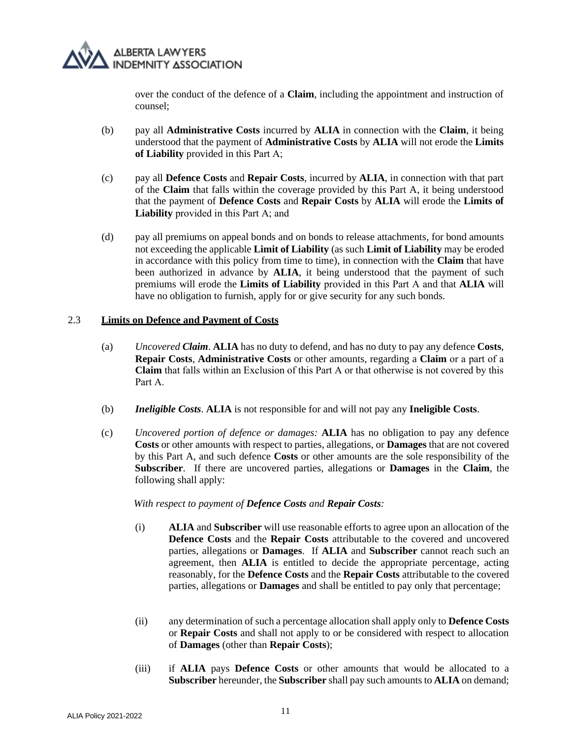over the conduct of the defence of a **Claim**, including the appointment and instruction of counsel;

(b) pay all **Administrative Costs** incurred by **ALIA** in connection with the **Claim**, it being understood that the payment of **Administrative Costs** by **ALIA** will not erode the **Limits of Liability** provided in this Part A;

(c) pay all **Defence Costs** and **Repair Costs**, incurred by **ALIA**, in connection with that part of the **Claim** that falls within the coverage provided by this Part A, it being understood that the payment of **Defence Costs** and **Repair Costs** by **ALIA** will erode the **Limits of Liability** provided in this Part A; and

(d) pay all premiums on appeal bonds and on bonds to release attachments, for bond amounts not exceeding the applicable **Limit of Liability** (as such **Limit of Liability** may be eroded in accordance with this policy from time to time), in connection with the **Claim** that have been authorized in advance by **ALIA**, it being understood that the payment of such premiums will erode the **Limits of Liability** provided in this Part A and that **ALIA** will have no obligation to furnish, apply for or give security for any such bonds.

2.3 **Limits on Defence and Payment of Costs**

(a) *Uncovered **Claim***. **ALIA** has no duty to defend, and has no duty to pay any defence **Costs**, **Repair Costs**, **Administrative Costs** or other amounts, regarding a **Claim** or a part of a **Claim** that falls within an Exclusion of this Part A or that otherwise is not covered by this Part A.

(b) ***Ineligible Costs***. **ALIA** is not responsible for and will not pay any **Ineligible Costs**.

(c) *Uncovered portion of defence or damages:* **ALIA** has no obligation to pay any defence **Costs** or other amounts with respect to parties, allegations, or **Damages** that are not covered by this Part A, and such defence **Costs** or other amounts are the sole responsibility of the **Subscriber**. If there are uncovered parties, allegations or **Damages** in the **Claim**, the following shall apply:

*With respect to payment of **Defence Costs** and **Repair Costs**:*

(i) **ALIA** and **Subscriber** will use reasonable efforts to agree upon an allocation of the **Defence Costs** and the **Repair Costs** attributable to the covered and uncovered parties, allegations or **Damages**. If **ALIA** and **Subscriber** cannot reach such an agreement, then **ALIA** is entitled to decide the appropriate percentage, acting reasonably, for the **Defence Costs** and the **Repair Costs** attributable to the covered parties, allegations or **Damages** and shall be entitled to pay only that percentage;

(ii) any determination of such a percentage allocation shall apply only to **Defence Costs** or **Repair Costs** and shall not apply to or be considered with respect to allocation of **Damages** (other than **Repair Costs**);

(iii) if **ALIA** pays **Defence Costs** or other amounts that would be allocated to a **Subscriber** hereunder, the **Subscriber** shall pay such amounts to **ALIA** on demand;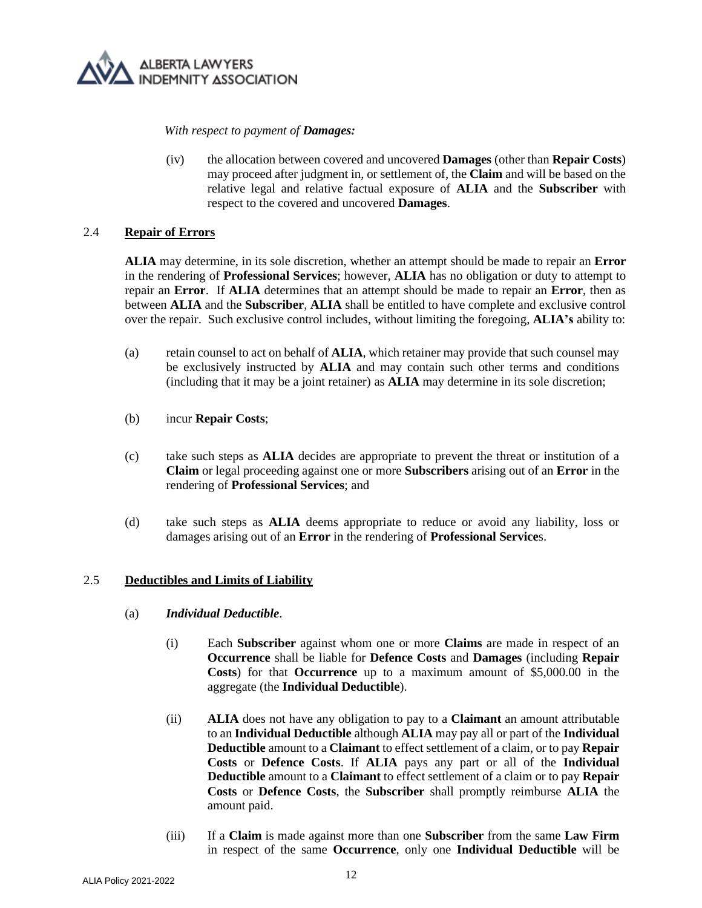*With respect to payment of **Damages:***

(iv) the allocation between covered and uncovered **Damages** (other than **Repair Costs**) may proceed after judgment in, or settlement of, the **Claim** and will be based on the relative legal and relative factual exposure of **ALIA** and the **Subscriber** with respect to the covered and uncovered **Damages**.

## 2.4 Repair of Errors

**ALIA** may determine, in its sole discretion, whether an attempt should be made to repair an **Error** in the rendering of **Professional Services**; however, **ALIA** has no obligation or duty to attempt to repair an **Error**. If **ALIA** determines that an attempt should be made to repair an **Error**, then as between **ALIA** and the **Subscriber**, **ALIA** shall be entitled to have complete and exclusive control over the repair. Such exclusive control includes, without limiting the foregoing, **ALIA's** ability to:

(a) retain counsel to act on behalf of **ALIA**, which retainer may provide that such counsel may be exclusively instructed by **ALIA** and may contain such other terms and conditions (including that it may be a joint retainer) as **ALIA** may determine in its sole discretion;

(b) incur **Repair Costs**;

(c) take such steps as **ALIA** decides are appropriate to prevent the threat or institution of a **Claim** or legal proceeding against one or more **Subscribers** arising out of an **Error** in the rendering of **Professional Services**; and

(d) take such steps as **ALIA** deems appropriate to reduce or avoid any liability, loss or damages arising out of an **Error** in the rendering of **Professional Service**s.

## 2.5 Deductibles and Limits of Liability

(a) ***Individual Deductible***.

(i) Each **Subscriber** against whom one or more **Claims** are made in respect of an **Occurrence** shall be liable for **Defence Costs** and **Damages** (including **Repair Costs**) for that **Occurrence** up to a maximum amount of $5,000.00 in the aggregate (the **Individual Deductible**).

(ii) **ALIA** does not have any obligation to pay to a **Claimant** an amount attributable to an **Individual Deductible** although **ALIA** may pay all or part of the **Individual Deductible** amount to a **Claimant** to effect settlement of a claim, or to pay **Repair Costs** or **Defence Costs**. If **ALIA** pays any part or all of the **Individual Deductible** amount to a **Claimant** to effect settlement of a claim or to pay **Repair Costs** or **Defence Costs**, the **Subscriber** shall promptly reimburse **ALIA** the amount paid.

(iii) If a **Claim** is made against more than one **Subscriber** from the same **Law Firm** in respect of the same **Occurrence**, only one **Individual Deductible** will be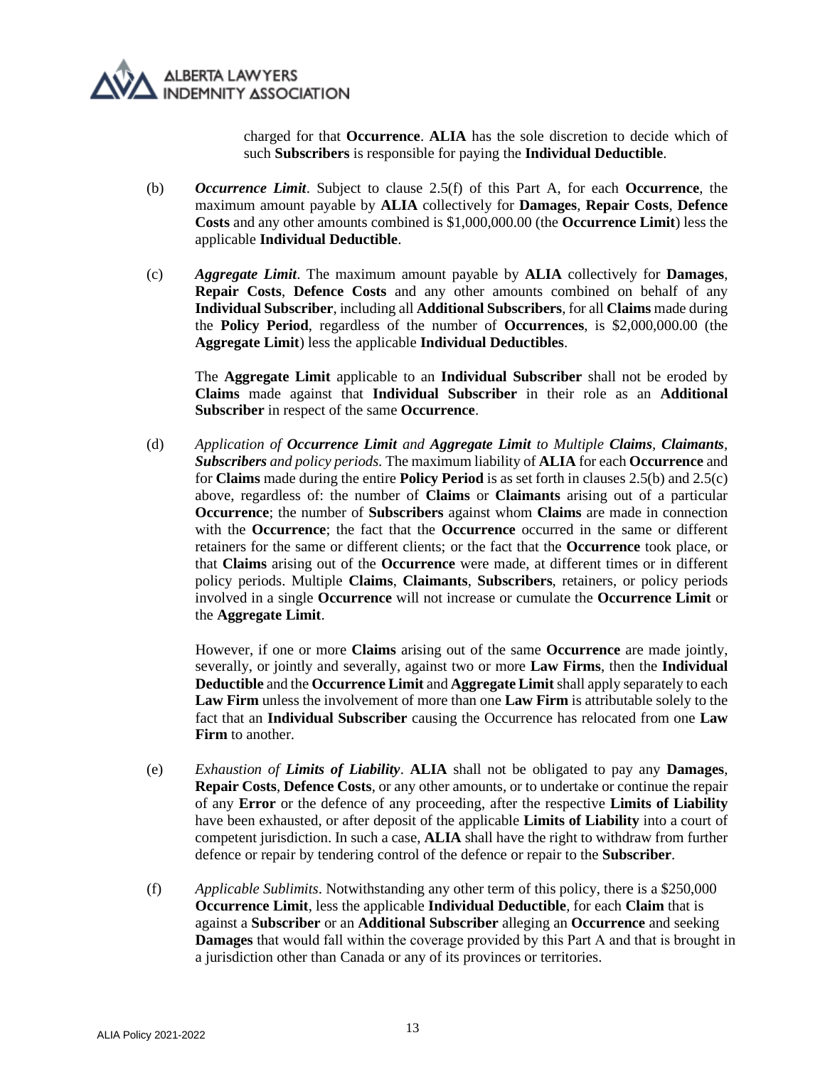charged for that **Occurrence**. **ALIA** has the sole discretion to decide which of such **Subscribers** is responsible for paying the **Individual Deductible**.

(b) *__Occurrence Limit__*. Subject to clause 2.5(f) of this Part A, for each **Occurrence**, the maximum amount payable by **ALIA** collectively for **Damages**, **Repair Costs**, **Defence Costs** and any other amounts combined is $1,000,000.00 (the **Occurrence Limit**) less the applicable **Individual Deductible**.

(c) *__Aggregate Limit__*. The maximum amount payable by **ALIA** collectively for **Damages**, **Repair Costs**, **Defence Costs** and any other amounts combined on behalf of any **Individual Subscriber**, including all **Additional Subscribers**, for all **Claims** made during the **Policy Period**, regardless of the number of **Occurrences**, is $2,000,000.00 (the **Aggregate Limit**) less the applicable **Individual Deductibles**.

The **Aggregate Limit** applicable to an **Individual Subscriber** shall not be eroded by **Claims** made against that **Individual Subscriber** in their role as an **Additional Subscriber** in respect of the same **Occurrence**.

(d) *Application of __Occurrence Limit__ and __Aggregate Limit__ to Multiple __Claims__, __Claimants__, __Subscribers__ and policy periods.* The maximum liability of **ALIA** for each **Occurrence** and for **Claims** made during the entire **Policy Period** is as set forth in clauses 2.5(b) and 2.5(c) above, regardless of: the number of **Claims** or **Claimants** arising out of a particular **Occurrence**; the number of **Subscribers** against whom **Claims** are made in connection with the **Occurrence**; the fact that the **Occurrence** occurred in the same or different retainers for the same or different clients; or the fact that the **Occurrence** took place, or that **Claims** arising out of the **Occurrence** were made, at different times or in different policy periods. Multiple **Claims**, **Claimants**, **Subscribers**, retainers, or policy periods involved in a single **Occurrence** will not increase or cumulate the **Occurrence Limit** or the **Aggregate Limit**.

However, if one or more **Claims** arising out of the same **Occurrence** are made jointly, severally, or jointly and severally, against two or more **Law Firms**, then the **Individual Deductible** and the **Occurrence Limit** and **Aggregate Limit** shall apply separately to each **Law Firm** unless the involvement of more than one **Law Firm** is attributable solely to the fact that an **Individual Subscriber** causing the Occurrence has relocated from one **Law Firm** to another.

(e) *Exhaustion of __Limits of Liability__*. **ALIA** shall not be obligated to pay any **Damages**, **Repair Costs**, **Defence Costs**, or any other amounts, or to undertake or continue the repair of any **Error** or the defence of any proceeding, after the respective **Limits of Liability** have been exhausted, or after deposit of the applicable **Limits of Liability** into a court of competent jurisdiction. In such a case, **ALIA** shall have the right to withdraw from further defence or repair by tendering control of the defence or repair to the **Subscriber**.

(f) *Applicable Sublimits*. Notwithstanding any other term of this policy, there is a $250,000 **Occurrence Limit**, less the applicable **Individual Deductible**, for each **Claim** that is against a **Subscriber** or an **Additional Subscriber** alleging an **Occurrence** and seeking **Damages** that would fall within the coverage provided by this Part A and that is brought in a jurisdiction other than Canada or any of its provinces or territories.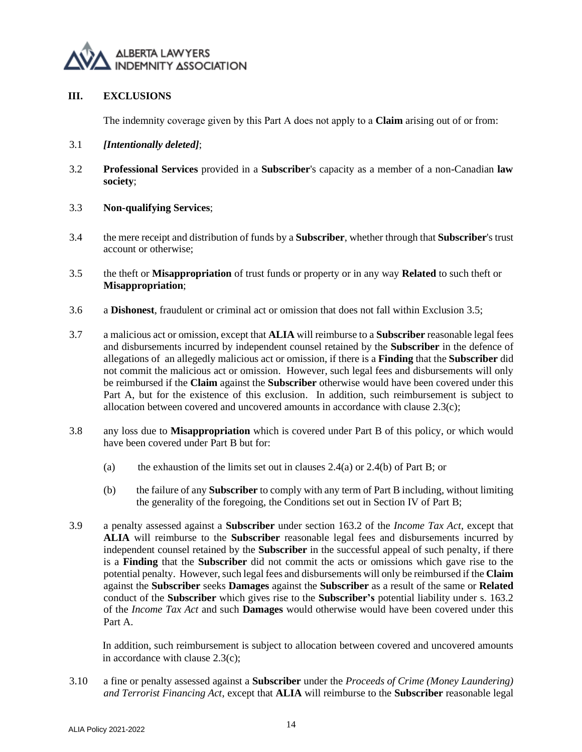## III. EXCLUSIONS

The indemnity coverage given by this Part A does not apply to a **Claim** arising out of or from:

3.1 ***[Intentionally deleted]***;

3.2 **Professional Services** provided in a **Subscriber**'s capacity as a member of a non-Canadian **law society**;

3.3 **Non-qualifying Services**;

3.4 the mere receipt and distribution of funds by a **Subscriber**, whether through that **Subscriber**'s trust account or otherwise;

3.5 the theft or **Misappropriation** of trust funds or property or in any way **Related** to such theft or **Misappropriation**;

3.6 a **Dishonest**, fraudulent or criminal act or omission that does not fall within Exclusion 3.5;

3.7 a malicious act or omission, except that **ALIA** will reimburse to a **Subscriber** reasonable legal fees and disbursements incurred by independent counsel retained by the **Subscriber** in the defence of allegations of an allegedly malicious act or omission, if there is a **Finding** that the **Subscriber** did not commit the malicious act or omission. However, such legal fees and disbursements will only be reimbursed if the **Claim** against the **Subscriber** otherwise would have been covered under this Part A, but for the existence of this exclusion. In addition, such reimbursement is subject to allocation between covered and uncovered amounts in accordance with clause 2.3(c);

3.8 any loss due to **Misappropriation** which is covered under Part B of this policy, or which would have been covered under Part B but for:

(a) the exhaustion of the limits set out in clauses 2.4(a) or 2.4(b) of Part B; or

(b) the failure of any **Subscriber** to comply with any term of Part B including, without limiting the generality of the foregoing, the Conditions set out in Section IV of Part B;

3.9 a penalty assessed against a **Subscriber** under section 163.2 of the *Income Tax Act*, except that **ALIA** will reimburse to the **Subscriber** reasonable legal fees and disbursements incurred by independent counsel retained by the **Subscriber** in the successful appeal of such penalty, if there is a **Finding** that the **Subscriber** did not commit the acts or omissions which gave rise to the potential penalty. However, such legal fees and disbursements will only be reimbursed if the **Claim** against the **Subscriber** seeks **Damages** against the **Subscriber** as a result of the same or **Related** conduct of the **Subscriber** which gives rise to the **Subscriber's** potential liability under s. 163.2 of the *Income Tax Act* and such **Damages** would otherwise would have been covered under this Part A.

In addition, such reimbursement is subject to allocation between covered and uncovered amounts in accordance with clause 2.3(c);

3.10 a fine or penalty assessed against a **Subscriber** under the *Proceeds of Crime (Money Laundering) and Terrorist Financing Act*, except that **ALIA** will reimburse to the **Subscriber** reasonable legal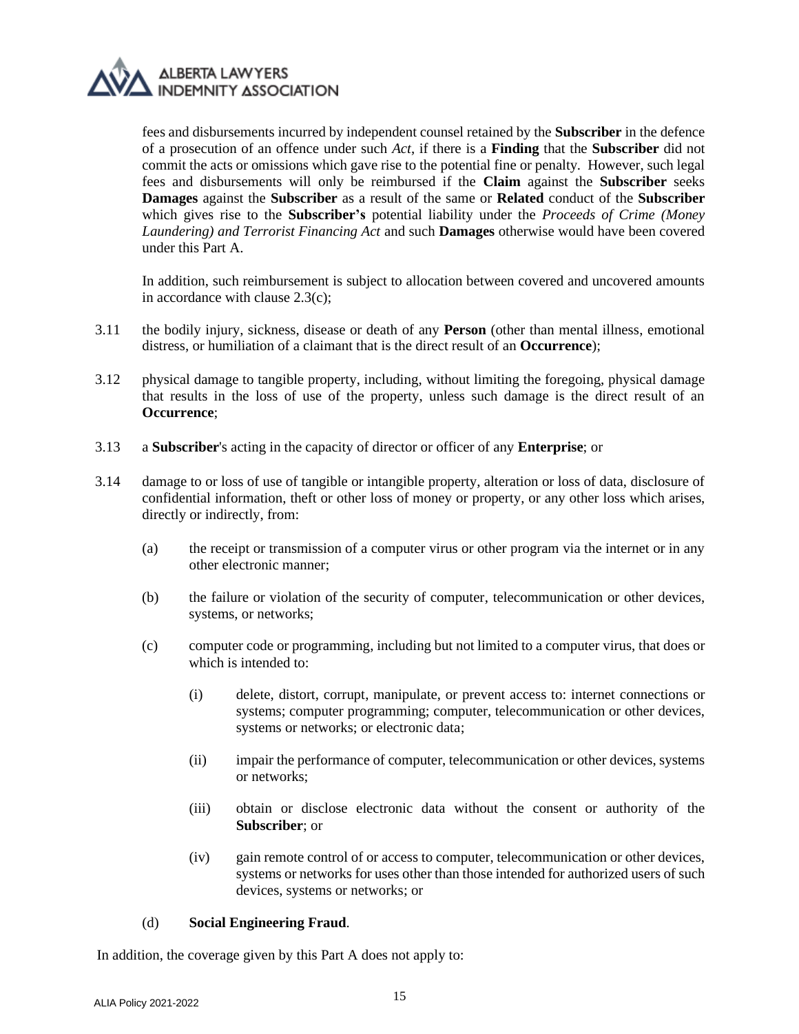fees and disbursements incurred by independent counsel retained by the **Subscriber** in the defence of a prosecution of an offence under such *Act*, if there is a **Finding** that the **Subscriber** did not commit the acts or omissions which gave rise to the potential fine or penalty. However, such legal fees and disbursements will only be reimbursed if the **Claim** against the **Subscriber** seeks **Damages** against the **Subscriber** as a result of the same or **Related** conduct of the **Subscriber** which gives rise to the **Subscriber's** potential liability under the *Proceeds of Crime (Money Laundering) and Terrorist Financing Act* and such **Damages** otherwise would have been covered under this Part A.

In addition, such reimbursement is subject to allocation between covered and uncovered amounts in accordance with clause 2.3(c);

3.11 the bodily injury, sickness, disease or death of any **Person** (other than mental illness, emotional distress, or humiliation of a claimant that is the direct result of an **Occurrence**);

3.12 physical damage to tangible property, including, without limiting the foregoing, physical damage that results in the loss of use of the property, unless such damage is the direct result of an **Occurrence**;

3.13 a **Subscriber**'s acting in the capacity of director or officer of any **Enterprise**; or

3.14 damage to or loss of use of tangible or intangible property, alteration or loss of data, disclosure of confidential information, theft or other loss of money or property, or any other loss which arises, directly or indirectly, from:

(a) the receipt or transmission of a computer virus or other program via the internet or in any other electronic manner;

(b) the failure or violation of the security of computer, telecommunication or other devices, systems, or networks;

(c) computer code or programming, including but not limited to a computer virus, that does or which is intended to:

(i) delete, distort, corrupt, manipulate, or prevent access to: internet connections or systems; computer programming; computer, telecommunication or other devices, systems or networks; or electronic data;

(ii) impair the performance of computer, telecommunication or other devices, systems or networks;

(iii) obtain or disclose electronic data without the consent or authority of the **Subscriber**; or

(iv) gain remote control of or access to computer, telecommunication or other devices, systems or networks for uses other than those intended for authorized users of such devices, systems or networks; or

(d) **Social Engineering Fraud**.

In addition, the coverage given by this Part A does not apply to: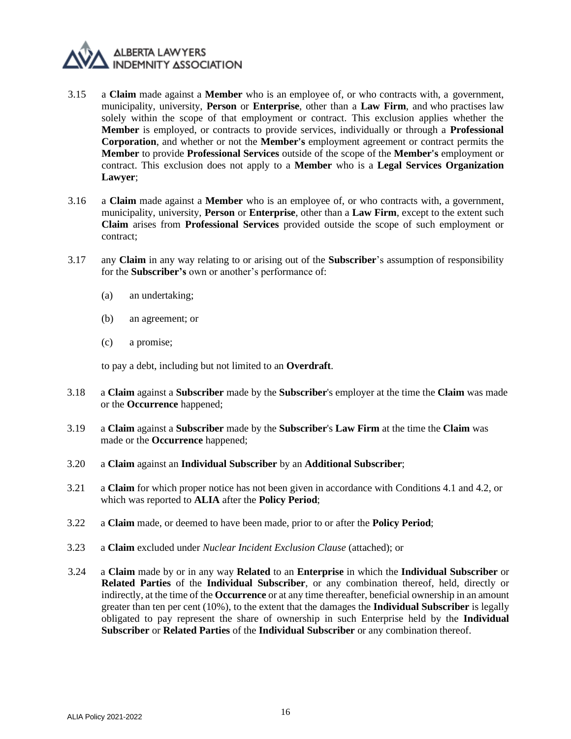3.15 a **Claim** made against a **Member** who is an employee of, or who contracts with, a government, municipality, university, **Person** or **Enterprise**, other than a **Law Firm**, and who practises law solely within the scope of that employment or contract. This exclusion applies whether the **Member** is employed, or contracts to provide services, individually or through a **Professional Corporation**, and whether or not the **Member's** employment agreement or contract permits the **Member** to provide **Professional Services** outside of the scope of the **Member's** employment or contract. This exclusion does not apply to a **Member** who is a **Legal Services Organization Lawyer**;

3.16 a **Claim** made against a **Member** who is an employee of, or who contracts with, a government, municipality, university, **Person** or **Enterprise**, other than a **Law Firm**, except to the extent such **Claim** arises from **Professional Services** provided outside the scope of such employment or contract;

3.17 any **Claim** in any way relating to or arising out of the **Subscriber**'s assumption of responsibility for the **Subscriber's** own or another's performance of:

(a) an undertaking;

(b) an agreement; or

(c) a promise;

to pay a debt, including but not limited to an **Overdraft**.

3.18 a **Claim** against a **Subscriber** made by the **Subscriber**'s employer at the time the **Claim** was made or the **Occurrence** happened;

3.19 a **Claim** against a **Subscriber** made by the **Subscriber**'s **Law Firm** at the time the **Claim** was made or the **Occurrence** happened;

3.20 a **Claim** against an **Individual Subscriber** by an **Additional Subscriber**;

3.21 a **Claim** for which proper notice has not been given in accordance with Conditions 4.1 and 4.2, or which was reported to **ALIA** after the **Policy Period**;

3.22 a **Claim** made, or deemed to have been made, prior to or after the **Policy Period**;

3.23 a **Claim** excluded under *Nuclear Incident Exclusion Clause* (attached); or

3.24 a **Claim** made by or in any way **Related** to an **Enterprise** in which the **Individual Subscriber** or **Related Parties** of the **Individual Subscriber**, or any combination thereof, held, directly or indirectly, at the time of the **Occurrence** or at any time thereafter, beneficial ownership in an amount greater than ten per cent (10%), to the extent that the damages the **Individual Subscriber** is legally obligated to pay represent the share of ownership in such Enterprise held by the **Individual Subscriber** or **Related Parties** of the **Individual Subscriber** or any combination thereof.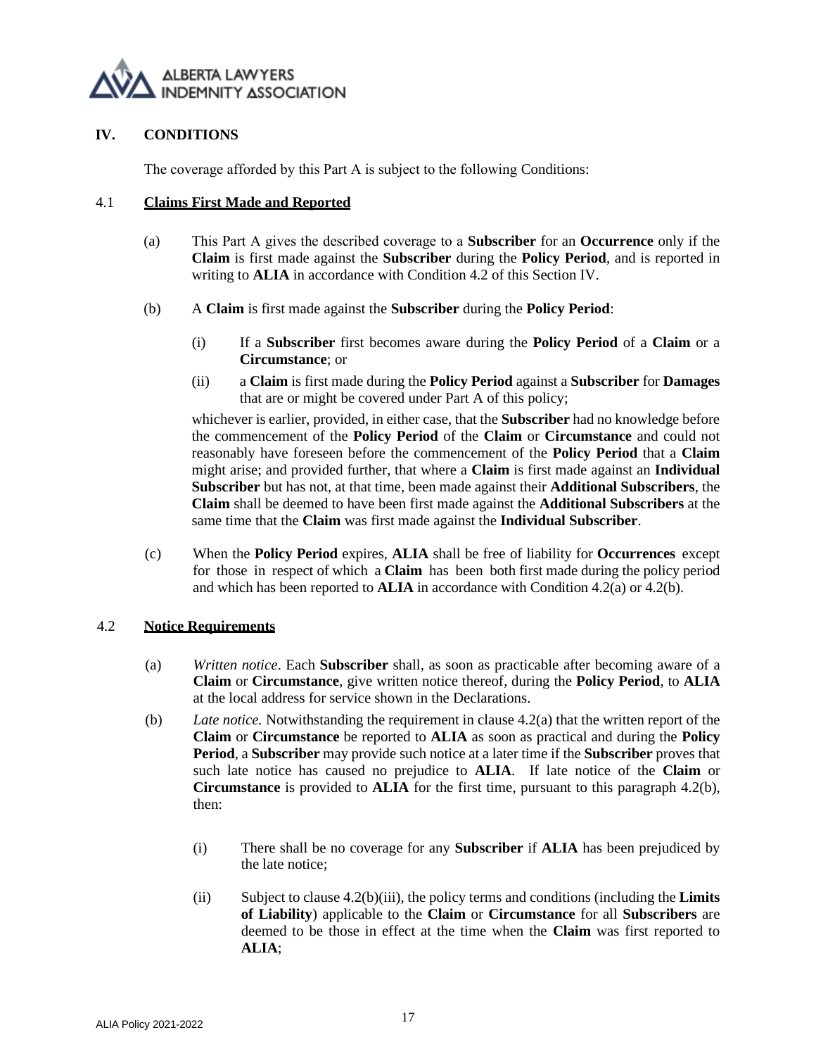## IV. CONDITIONS

The coverage afforded by this Part A is subject to the following Conditions:

### 4.1 Claims First Made and Reported

(a) This Part A gives the described coverage to a **Subscriber** for an **Occurrence** only if the **Claim** is first made against the **Subscriber** during the **Policy Period**, and is reported in writing to **ALIA** in accordance with Condition 4.2 of this Section IV.

(b) A **Claim** is first made against the **Subscriber** during the **Policy Period**:

(i) If a **Subscriber** first becomes aware during the **Policy Period** of a **Claim** or a **Circumstance**; or

(ii) a **Claim** is first made during the **Policy Period** against a **Subscriber** for **Damages** that are or might be covered under Part A of this policy;

whichever is earlier, provided, in either case, that the **Subscriber** had no knowledge before the commencement of the **Policy Period** of the **Claim** or **Circumstance** and could not reasonably have foreseen before the commencement of the **Policy Period** that a **Claim** might arise; and provided further, that where a **Claim** is first made against an **Individual Subscriber** but has not, at that time, been made against their **Additional Subscribers**, the **Claim** shall be deemed to have been first made against the **Additional Subscribers** at the same time that the **Claim** was first made against the **Individual Subscriber**.

(c) When the **Policy Period** expires, **ALIA** shall be free of liability for **Occurrences** except for those in respect of which a **Claim** has been both first made during the policy period and which has been reported to **ALIA** in accordance with Condition 4.2(a) or 4.2(b).

### 4.2 Notice Requirements

(a) *Written notice*. Each **Subscriber** shall, as soon as practicable after becoming aware of a **Claim** or **Circumstance**, give written notice thereof, during the **Policy Period**, to **ALIA** at the local address for service shown in the Declarations.

(b) *Late notice.* Notwithstanding the requirement in clause 4.2(a) that the written report of the **Claim** or **Circumstance** be reported to **ALIA** as soon as practical and during the **Policy Period**, a **Subscriber** may provide such notice at a later time if the **Subscriber** proves that such late notice has caused no prejudice to **ALIA**. If late notice of the **Claim** or **Circumstance** is provided to **ALIA** for the first time, pursuant to this paragraph 4.2(b), then:

(i) There shall be no coverage for any **Subscriber** if **ALIA** has been prejudiced by the late notice;

(ii) Subject to clause 4.2(b)(iii), the policy terms and conditions (including the **Limits of Liability**) applicable to the **Claim** or **Circumstance** for all **Subscribers** are deemed to be those in effect at the time when the **Claim** was first reported to **ALIA**;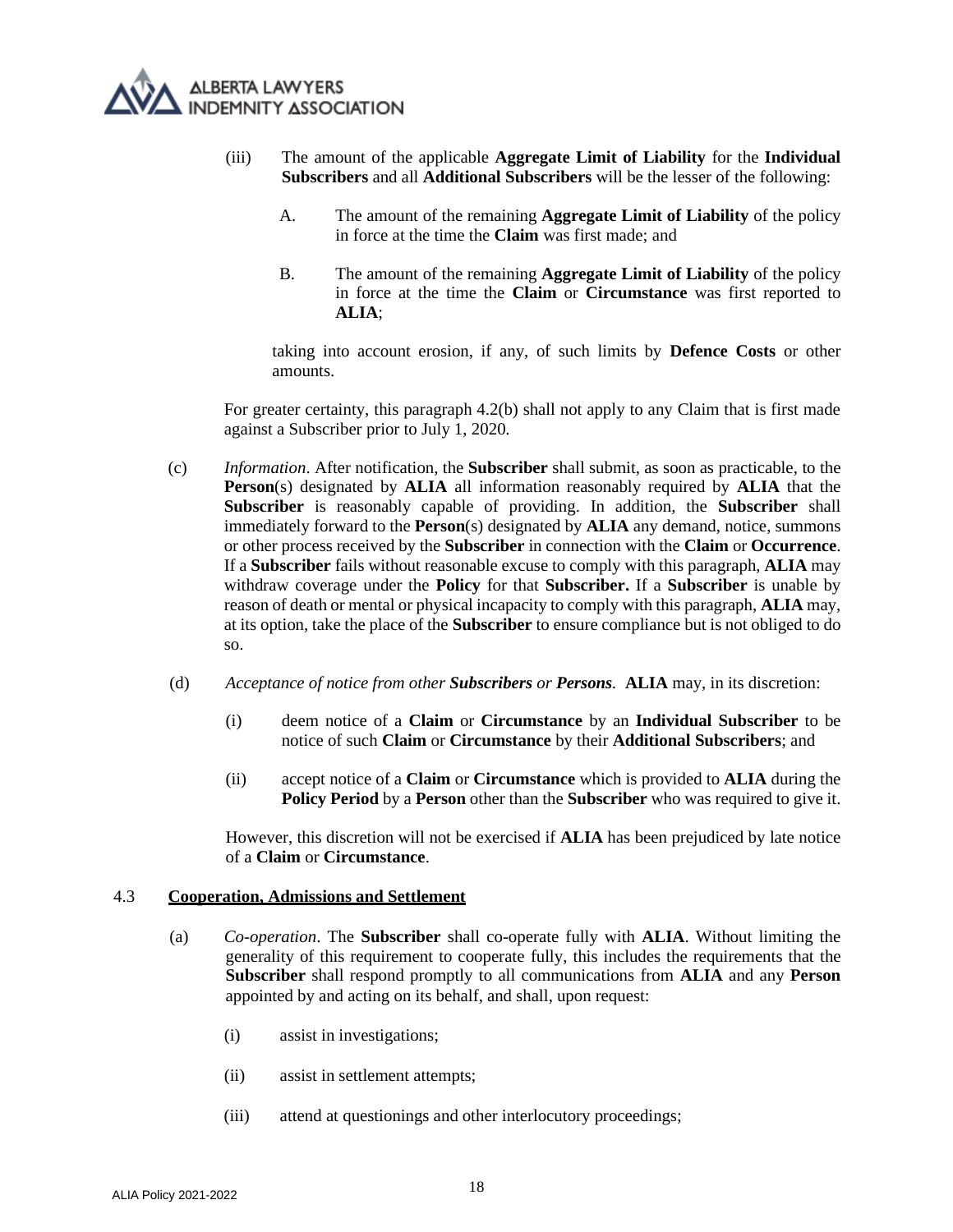(iii) The amount of the applicable **Aggregate Limit of Liability** for the **Individual Subscribers** and all **Additional Subscribers** will be the lesser of the following:

A. The amount of the remaining **Aggregate Limit of Liability** of the policy in force at the time the **Claim** was first made; and

B. The amount of the remaining **Aggregate Limit of Liability** of the policy in force at the time the **Claim** or **Circumstance** was first reported to **ALIA**;

taking into account erosion, if any, of such limits by **Defence Costs** or other amounts.

For greater certainty, this paragraph 4.2(b) shall not apply to any Claim that is first made against a Subscriber prior to July 1, 2020.

(c) *Information*. After notification, the **Subscriber** shall submit, as soon as practicable, to the **Person**(s) designated by **ALIA** all information reasonably required by **ALIA** that the **Subscriber** is reasonably capable of providing. In addition, the **Subscriber** shall immediately forward to the **Person**(s) designated by **ALIA** any demand, notice, summons or other process received by the **Subscriber** in connection with the **Claim** or **Occurrence**. If a **Subscriber** fails without reasonable excuse to comply with this paragraph, **ALIA** may withdraw coverage under the **Policy** for that **Subscriber.** If a **Subscriber** is unable by reason of death or mental or physical incapacity to comply with this paragraph, **ALIA** may, at its option, take the place of the **Subscriber** to ensure compliance but is not obliged to do so.

(d) *Acceptance of notice from other **Subscribers** or **Persons**.* **ALIA** may, in its discretion:

(i) deem notice of a **Claim** or **Circumstance** by an **Individual Subscriber** to be notice of such **Claim** or **Circumstance** by their **Additional Subscribers**; and

(ii) accept notice of a **Claim** or **Circumstance** which is provided to **ALIA** during the **Policy Period** by a **Person** other than the **Subscriber** who was required to give it.

However, this discretion will not be exercised if **ALIA** has been prejudiced by late notice of a **Claim** or **Circumstance**.

4.3 **Cooperation, Admissions and Settlement**

(a) *Co-operation*. The **Subscriber** shall co-operate fully with **ALIA**. Without limiting the generality of this requirement to cooperate fully, this includes the requirements that the **Subscriber** shall respond promptly to all communications from **ALIA** and any **Person** appointed by and acting on its behalf, and shall, upon request:

(i) assist in investigations;

(ii) assist in settlement attempts;

(iii) attend at questionings and other interlocutory proceedings;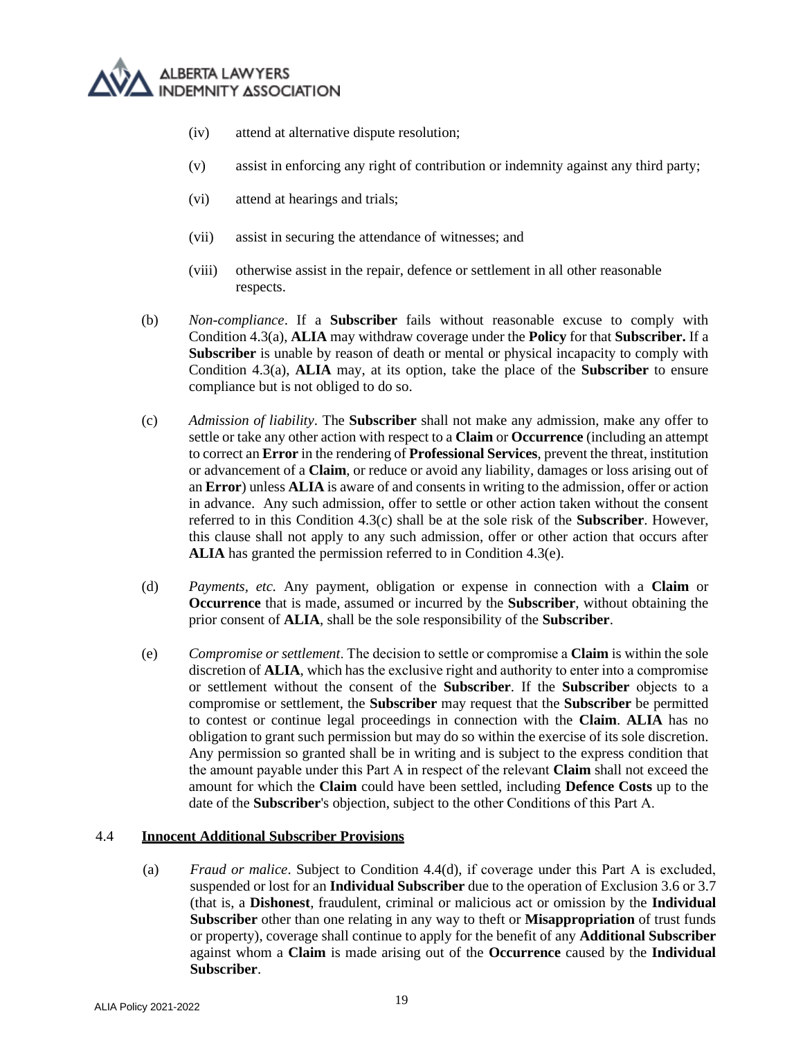(iv) attend at alternative dispute resolution;

(v) assist in enforcing any right of contribution or indemnity against any third party;

(vi) attend at hearings and trials;

(vii) assist in securing the attendance of witnesses; and

(viii) otherwise assist in the repair, defence or settlement in all other reasonable respects.

(b) *Non-compliance*. If a **Subscriber** fails without reasonable excuse to comply with Condition 4.3(a), **ALIA** may withdraw coverage under the **Policy** for that **Subscriber.** If a **Subscriber** is unable by reason of death or mental or physical incapacity to comply with Condition 4.3(a), **ALIA** may, at its option, take the place of the **Subscriber** to ensure compliance but is not obliged to do so.

(c) *Admission of liability*. The **Subscriber** shall not make any admission, make any offer to settle or take any other action with respect to a **Claim** or **Occurrence** (including an attempt to correct an **Error** in the rendering of **Professional Services**, prevent the threat, institution or advancement of a **Claim**, or reduce or avoid any liability, damages or loss arising out of an **Error**) unless **ALIA** is aware of and consents in writing to the admission, offer or action in advance. Any such admission, offer to settle or other action taken without the consent referred to in this Condition 4.3(c) shall be at the sole risk of the **Subscriber**. However, this clause shall not apply to any such admission, offer or other action that occurs after **ALIA** has granted the permission referred to in Condition 4.3(e).

(d) *Payments, etc.* Any payment, obligation or expense in connection with a **Claim** or **Occurrence** that is made, assumed or incurred by the **Subscriber**, without obtaining the prior consent of **ALIA**, shall be the sole responsibility of the **Subscriber**.

(e) *Compromise or settlement*. The decision to settle or compromise a **Claim** is within the sole discretion of **ALIA**, which has the exclusive right and authority to enter into a compromise or settlement without the consent of the **Subscriber**. If the **Subscriber** objects to a compromise or settlement, the **Subscriber** may request that the **Subscriber** be permitted to contest or continue legal proceedings in connection with the **Claim**. **ALIA** has no obligation to grant such permission but may do so within the exercise of its sole discretion. Any permission so granted shall be in writing and is subject to the express condition that the amount payable under this Part A in respect of the relevant **Claim** shall not exceed the amount for which the **Claim** could have been settled, including **Defence Costs** up to the date of the **Subscriber**'s objection, subject to the other Conditions of this Part A.

## 4.4 Innocent Additional Subscriber Provisions

(a) *Fraud or malice*. Subject to Condition 4.4(d), if coverage under this Part A is excluded, suspended or lost for an **Individual Subscriber** due to the operation of Exclusion 3.6 or 3.7 (that is, a **Dishonest**, fraudulent, criminal or malicious act or omission by the **Individual Subscriber** other than one relating in any way to theft or **Misappropriation** of trust funds or property), coverage shall continue to apply for the benefit of any **Additional Subscriber** against whom a **Claim** is made arising out of the **Occurrence** caused by the **Individual Subscriber**.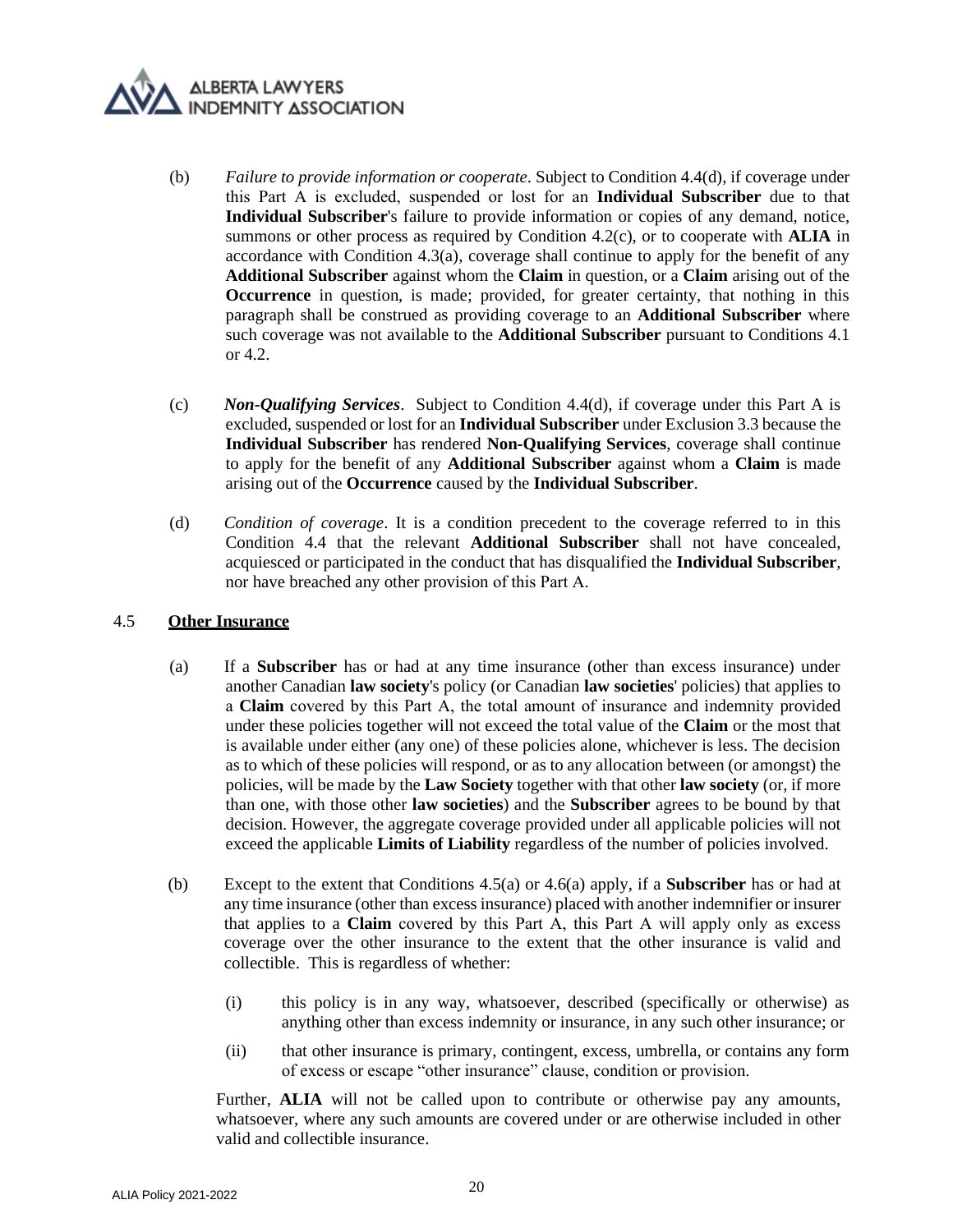(b) *Failure to provide information or cooperate*. Subject to Condition 4.4(d), if coverage under this Part A is excluded, suspended or lost for an **Individual Subscriber** due to that **Individual Subscriber**'s failure to provide information or copies of any demand, notice, summons or other process as required by Condition 4.2(c), or to cooperate with **ALIA** in accordance with Condition 4.3(a), coverage shall continue to apply for the benefit of any **Additional Subscriber** against whom the **Claim** in question, or a **Claim** arising out of the **Occurrence** in question, is made; provided, for greater certainty, that nothing in this paragraph shall be construed as providing coverage to an **Additional Subscriber** where such coverage was not available to the **Additional Subscriber** pursuant to Conditions 4.1 or 4.2.

(c) ***Non-Qualifying Services***. Subject to Condition 4.4(d), if coverage under this Part A is excluded, suspended or lost for an **Individual Subscriber** under Exclusion 3.3 because the **Individual Subscriber** has rendered **Non-Qualifying Services**, coverage shall continue to apply for the benefit of any **Additional Subscriber** against whom a **Claim** is made arising out of the **Occurrence** caused by the **Individual Subscriber**.

(d) *Condition of coverage*. It is a condition precedent to the coverage referred to in this Condition 4.4 that the relevant **Additional Subscriber** shall not have concealed, acquiesced or participated in the conduct that has disqualified the **Individual Subscriber**, nor have breached any other provision of this Part A.

### 4.5 **Other Insurance**

(a) If a **Subscriber** has or had at any time insurance (other than excess insurance) under another Canadian **law society**'s policy (or Canadian **law societies**' policies) that applies to a **Claim** covered by this Part A, the total amount of insurance and indemnity provided under these policies together will not exceed the total value of the **Claim** or the most that is available under either (any one) of these policies alone, whichever is less. The decision as to which of these policies will respond, or as to any allocation between (or amongst) the policies, will be made by the **Law Society** together with that other **law society** (or, if more than one, with those other **law societies**) and the **Subscriber** agrees to be bound by that decision. However, the aggregate coverage provided under all applicable policies will not exceed the applicable **Limits of Liability** regardless of the number of policies involved.

(b) Except to the extent that Conditions 4.5(a) or 4.6(a) apply, if a **Subscriber** has or had at any time insurance (other than excess insurance) placed with another indemnifier or insurer that applies to a **Claim** covered by this Part A, this Part A will apply only as excess coverage over the other insurance to the extent that the other insurance is valid and collectible. This is regardless of whether:

(i) this policy is in any way, whatsoever, described (specifically or otherwise) as anything other than excess indemnity or insurance, in any such other insurance; or

(ii) that other insurance is primary, contingent, excess, umbrella, or contains any form of excess or escape "other insurance" clause, condition or provision.

Further, **ALIA** will not be called upon to contribute or otherwise pay any amounts, whatsoever, where any such amounts are covered under or are otherwise included in other valid and collectible insurance.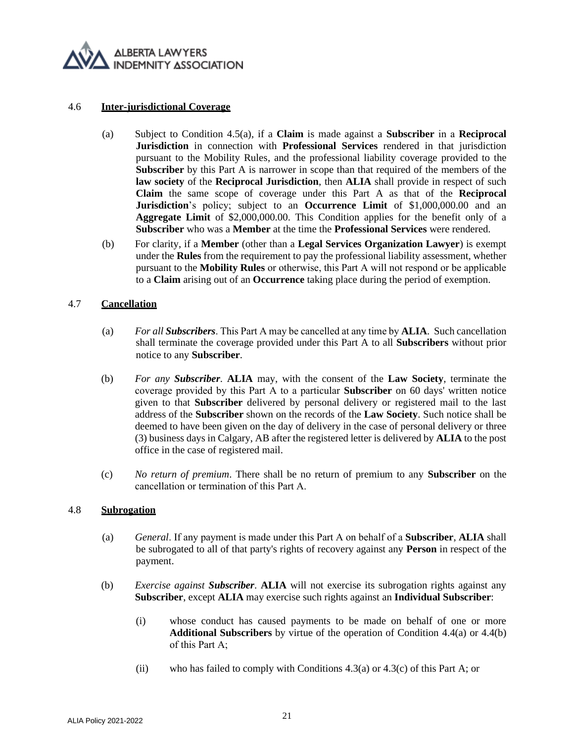### 4.6 **Inter-jurisdictional Coverage**

(a) Subject to Condition 4.5(a), if a **Claim** is made against a **Subscriber** in a **Reciprocal Jurisdiction** in connection with **Professional Services** rendered in that jurisdiction pursuant to the Mobility Rules, and the professional liability coverage provided to the **Subscriber** by this Part A is narrower in scope than that required of the members of the **law society** of the **Reciprocal Jurisdiction**, then **ALIA** shall provide in respect of such **Claim** the same scope of coverage under this Part A as that of the **Reciprocal Jurisdiction**'s policy; subject to an **Occurrence Limit** of $1,000,000.00 and an **Aggregate Limit** of $2,000,000.00. This Condition applies for the benefit only of a **Subscriber** who was a **Member** at the time the **Professional Services** were rendered.

(b) For clarity, if a **Member** (other than a **Legal Services Organization Lawyer**) is exempt under the **Rules** from the requirement to pay the professional liability assessment, whether pursuant to the **Mobility Rules** or otherwise, this Part A will not respond or be applicable to a **Claim** arising out of an **Occurrence** taking place during the period of exemption.

### 4.7 **Cancellation**

(a) *For all **Subscribers***. This Part A may be cancelled at any time by **ALIA**. Such cancellation shall terminate the coverage provided under this Part A to all **Subscribers** without prior notice to any **Subscriber**.

(b) *For any **Subscriber***. **ALIA** may, with the consent of the **Law Society**, terminate the coverage provided by this Part A to a particular **Subscriber** on 60 days' written notice given to that **Subscriber** delivered by personal delivery or registered mail to the last address of the **Subscriber** shown on the records of the **Law Society**. Such notice shall be deemed to have been given on the day of delivery in the case of personal delivery or three (3) business days in Calgary, AB after the registered letter is delivered by **ALIA** to the post office in the case of registered mail.

(c) *No return of premium*. There shall be no return of premium to any **Subscriber** on the cancellation or termination of this Part A.

### 4.8 **Subrogation**

(a) *General*. If any payment is made under this Part A on behalf of a **Subscriber**, **ALIA** shall be subrogated to all of that party's rights of recovery against any **Person** in respect of the payment.

(b) *Exercise against **Subscriber***. **ALIA** will not exercise its subrogation rights against any **Subscriber**, except **ALIA** may exercise such rights against an **Individual Subscriber**:

(i) whose conduct has caused payments to be made on behalf of one or more **Additional Subscribers** by virtue of the operation of Condition 4.4(a) or 4.4(b) of this Part A;

(ii) who has failed to comply with Conditions 4.3(a) or 4.3(c) of this Part A; or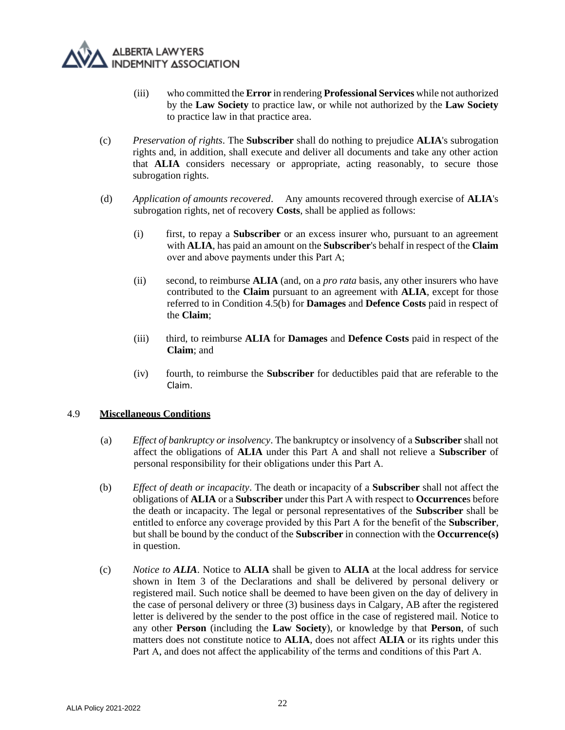(iii) who committed the **Error** in rendering **Professional Services** while not authorized by the **Law Society** to practice law, or while not authorized by the **Law Society** to practice law in that practice area.

(c) *Preservation of rights*. The **Subscriber** shall do nothing to prejudice **ALIA**'s subrogation rights and, in addition, shall execute and deliver all documents and take any other action that **ALIA** considers necessary or appropriate, acting reasonably, to secure those subrogation rights.

(d) *Application of amounts recovered*. Any amounts recovered through exercise of **ALIA**'s subrogation rights, net of recovery **Costs**, shall be applied as follows:

(i) first, to repay a **Subscriber** or an excess insurer who, pursuant to an agreement with **ALIA**, has paid an amount on the **Subscriber**'s behalf in respect of the **Claim** over and above payments under this Part A;

(ii) second, to reimburse **ALIA** (and, on a *pro rata* basis, any other insurers who have contributed to the **Claim** pursuant to an agreement with **ALIA**, except for those referred to in Condition 4.5(b) for **Damages** and **Defence Costs** paid in respect of the **Claim**;

(iii) third, to reimburse **ALIA** for **Damages** and **Defence Costs** paid in respect of the **Claim**; and

(iv) fourth, to reimburse the **Subscriber** for deductibles paid that are referable to the Claim.

4.9 **Miscellaneous Conditions**

(a) *Effect of bankruptcy or insolvency*. The bankruptcy or insolvency of a **Subscriber** shall not affect the obligations of **ALIA** under this Part A and shall not relieve a **Subscriber** of personal responsibility for their obligations under this Part A.

(b) *Effect of death or incapacity*. The death or incapacity of a **Subscriber** shall not affect the obligations of **ALIA** or a **Subscriber** under this Part A with respect to **Occurrence**s before the death or incapacity. The legal or personal representatives of the **Subscriber** shall be entitled to enforce any coverage provided by this Part A for the benefit of the **Subscriber**, but shall be bound by the conduct of the **Subscriber** in connection with the **Occurrence(s)** in question.

(c) *Notice to ALIA*. Notice to **ALIA** shall be given to **ALIA** at the local address for service shown in Item 3 of the Declarations and shall be delivered by personal delivery or registered mail. Such notice shall be deemed to have been given on the day of delivery in the case of personal delivery or three (3) business days in Calgary, AB after the registered letter is delivered by the sender to the post office in the case of registered mail. Notice to any other **Person** (including the **Law Society**), or knowledge by that **Person**, of such matters does not constitute notice to **ALIA**, does not affect **ALIA** or its rights under this Part A, and does not affect the applicability of the terms and conditions of this Part A.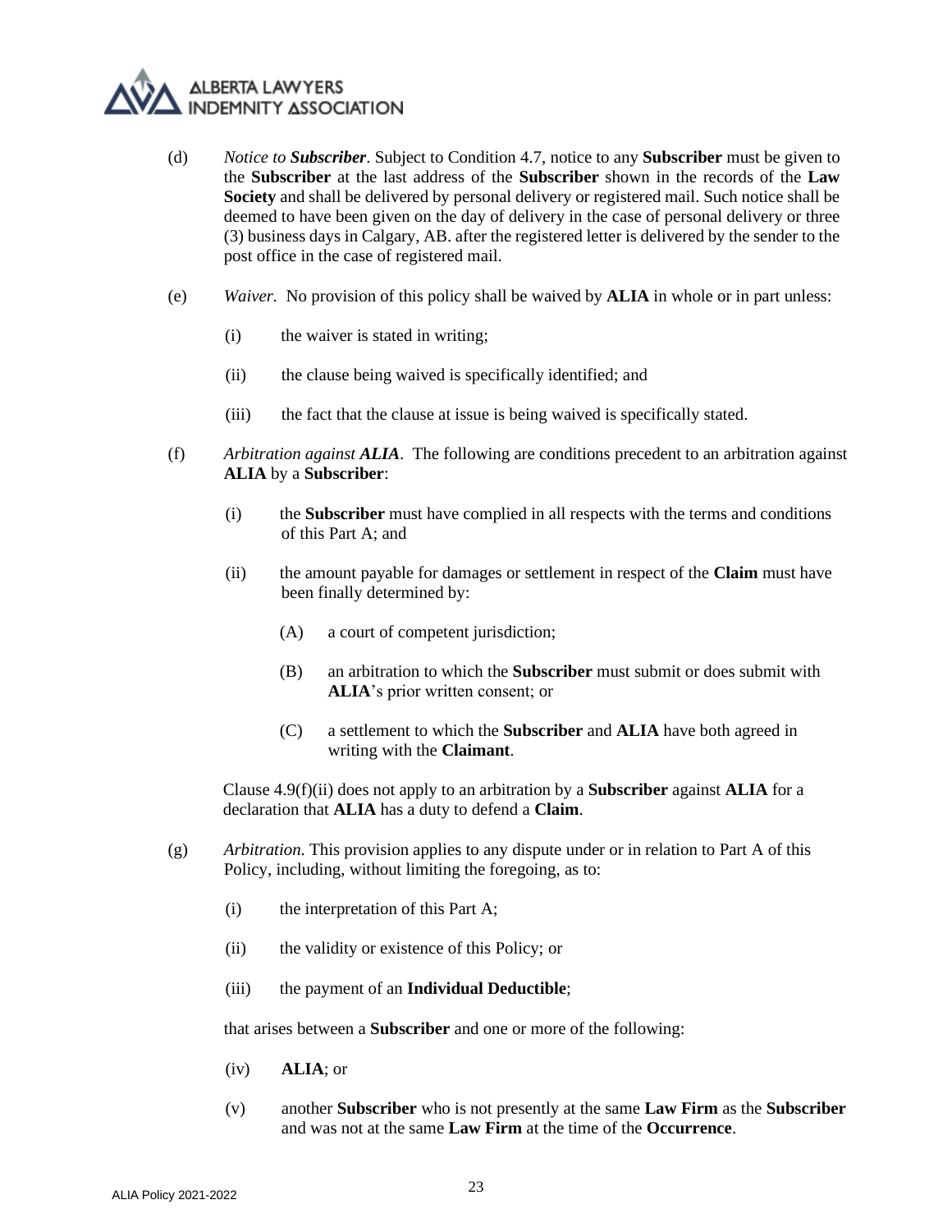(d) *Notice to **Subscriber***. Subject to Condition 4.7, notice to any **Subscriber** must be given to the **Subscriber** at the last address of the **Subscriber** shown in the records of the **Law Society** and shall be delivered by personal delivery or registered mail. Such notice shall be deemed to have been given on the day of delivery in the case of personal delivery or three (3) business days in Calgary, AB. after the registered letter is delivered by the sender to the post office in the case of registered mail.

(e) *Waiver.* No provision of this policy shall be waived by **ALIA** in whole or in part unless:

- (i) the waiver is stated in writing;
- (ii) the clause being waived is specifically identified; and
- (iii) the fact that the clause at issue is being waived is specifically stated.

(f) *Arbitration against **ALIA***. The following are conditions precedent to an arbitration against **ALIA** by a **Subscriber**:

- (i) the **Subscriber** must have complied in all respects with the terms and conditions of this Part A; and
- (ii) the amount payable for damages or settlement in respect of the **Claim** must have been finally determined by:
  - (A) a court of competent jurisdiction;
  - (B) an arbitration to which the **Subscriber** must submit or does submit with **ALIA**'s prior written consent; or
  - (C) a settlement to which the **Subscriber** and **ALIA** have both agreed in writing with the **Claimant**.

Clause 4.9(f)(ii) does not apply to an arbitration by a **Subscriber** against **ALIA** for a declaration that **ALIA** has a duty to defend a **Claim**.

(g) *Arbitration.* This provision applies to any dispute under or in relation to Part A of this Policy, including, without limiting the foregoing, as to:

- (i) the interpretation of this Part A;
- (ii) the validity or existence of this Policy; or
- (iii) the payment of an **Individual Deductible**;

that arises between a **Subscriber** and one or more of the following:

- (iv) **ALIA**; or
- (v) another **Subscriber** who is not presently at the same **Law Firm** as the **Subscriber** and was not at the same **Law Firm** at the time of the **Occurrence**.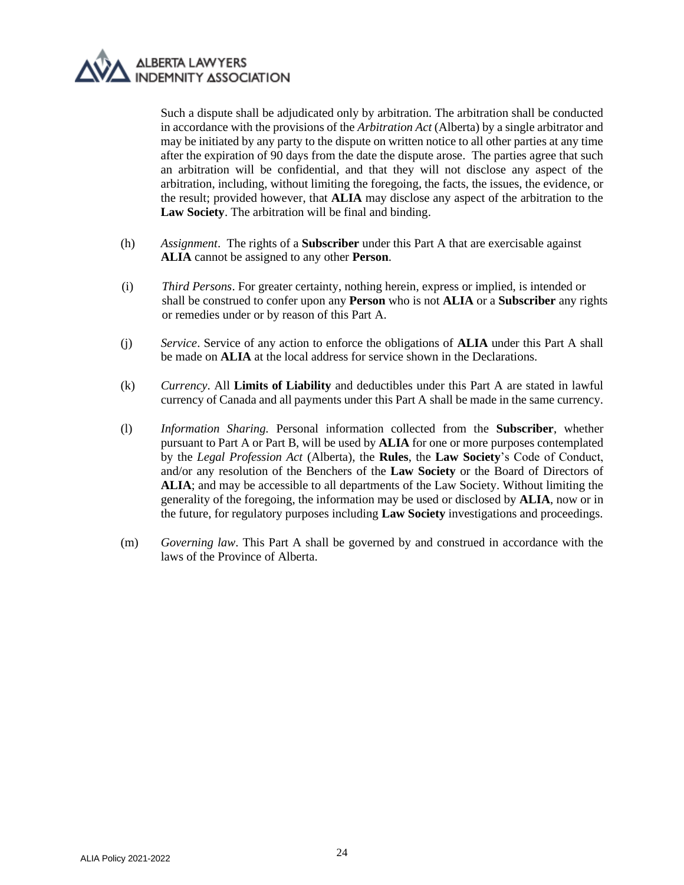Such a dispute shall be adjudicated only by arbitration. The arbitration shall be conducted in accordance with the provisions of the *Arbitration Act* (Alberta) by a single arbitrator and may be initiated by any party to the dispute on written notice to all other parties at any time after the expiration of 90 days from the date the dispute arose. The parties agree that such an arbitration will be confidential, and that they will not disclose any aspect of the arbitration, including, without limiting the foregoing, the facts, the issues, the evidence, or the result; provided however, that **ALIA** may disclose any aspect of the arbitration to the **Law Society**. The arbitration will be final and binding.

(h) *Assignment*. The rights of a **Subscriber** under this Part A that are exercisable against **ALIA** cannot be assigned to any other **Person**.

(i) *Third Persons*. For greater certainty, nothing herein, express or implied, is intended or shall be construed to confer upon any **Person** who is not **ALIA** or a **Subscriber** any rights or remedies under or by reason of this Part A.

(j) *Service*. Service of any action to enforce the obligations of **ALIA** under this Part A shall be made on **ALIA** at the local address for service shown in the Declarations.

(k) *Currency*. All **Limits of Liability** and deductibles under this Part A are stated in lawful currency of Canada and all payments under this Part A shall be made in the same currency.

(l) *Information Sharing.* Personal information collected from the **Subscriber**, whether pursuant to Part A or Part B, will be used by **ALIA** for one or more purposes contemplated by the *Legal Profession Act* (Alberta), the **Rules**, the **Law Society**'s Code of Conduct, and/or any resolution of the Benchers of the **Law Society** or the Board of Directors of **ALIA**; and may be accessible to all departments of the Law Society. Without limiting the generality of the foregoing, the information may be used or disclosed by **ALIA**, now or in the future, for regulatory purposes including **Law Society** investigations and proceedings.

(m) *Governing law*. This Part A shall be governed by and construed in accordance with the laws of the Province of Alberta.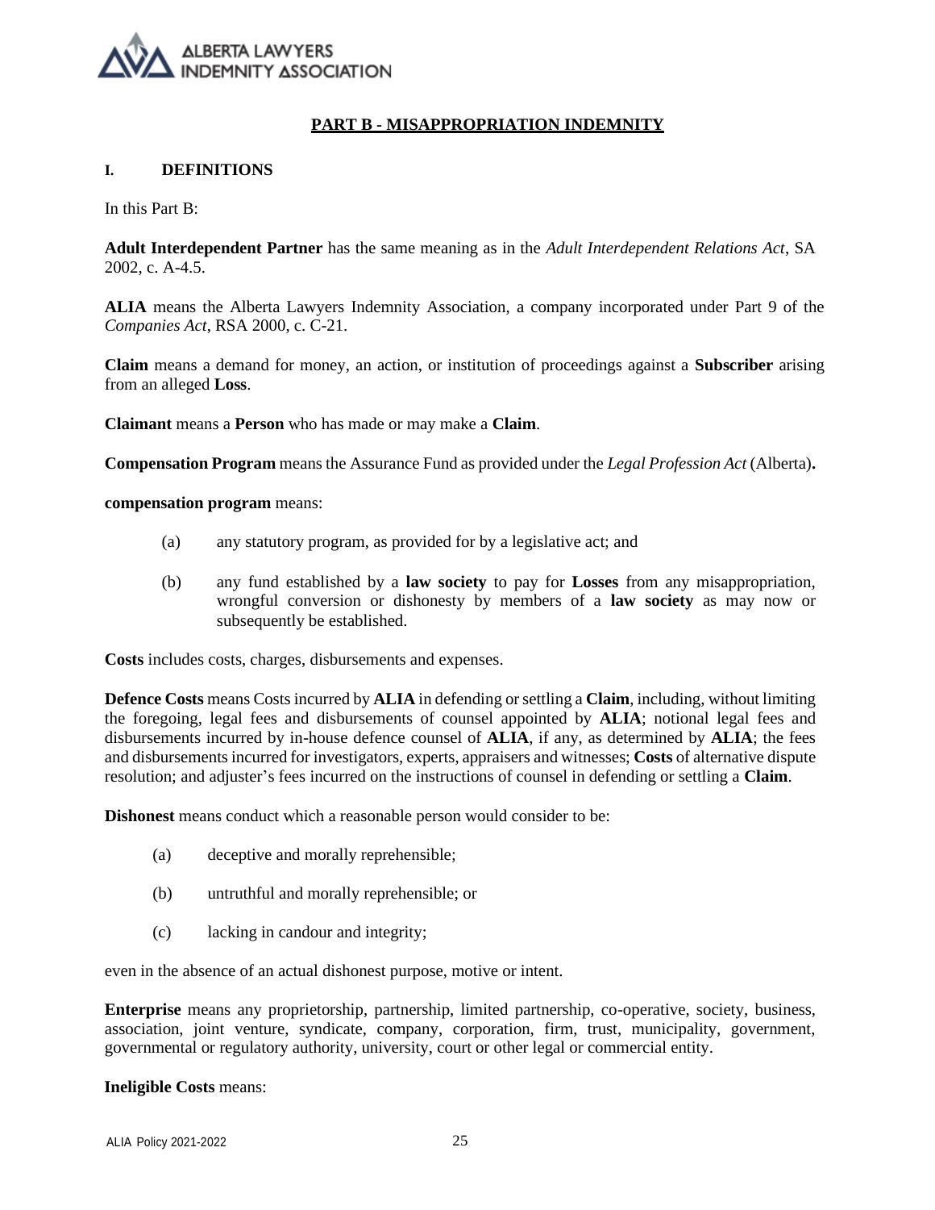## PART B - MISAPPROPRIATION INDEMNITY

### I. DEFINITIONS

In this Part B:

**Adult Interdependent Partner** has the same meaning as in the *Adult Interdependent Relations Act*, SA 2002, c. A-4.5.

**ALIA** means the Alberta Lawyers Indemnity Association, a company incorporated under Part 9 of the *Companies Act*, RSA 2000, c. C-21.

**Claim** means a demand for money, an action, or institution of proceedings against a **Subscriber** arising from an alleged **Loss**.

**Claimant** means a **Person** who has made or may make a **Claim**.

**Compensation Program** means the Assurance Fund as provided under the *Legal Profession Act* (Alberta)**.**

**compensation program** means:

(a) any statutory program, as provided for by a legislative act; and

(b) any fund established by a **law society** to pay for **Losses** from any misappropriation, wrongful conversion or dishonesty by members of a **law society** as may now or subsequently be established.

**Costs** includes costs, charges, disbursements and expenses.

**Defence Costs** means Costs incurred by **ALIA** in defending or settling a **Claim**, including, without limiting the foregoing, legal fees and disbursements of counsel appointed by **ALIA**; notional legal fees and disbursements incurred by in-house defence counsel of **ALIA**, if any, as determined by **ALIA**; the fees and disbursements incurred for investigators, experts, appraisers and witnesses; **Costs** of alternative dispute resolution; and adjuster's fees incurred on the instructions of counsel in defending or settling a **Claim**.

**Dishonest** means conduct which a reasonable person would consider to be:

(a) deceptive and morally reprehensible;

(b) untruthful and morally reprehensible; or

(c) lacking in candour and integrity;

even in the absence of an actual dishonest purpose, motive or intent.

**Enterprise** means any proprietorship, partnership, limited partnership, co-operative, society, business, association, joint venture, syndicate, company, corporation, firm, trust, municipality, government, governmental or regulatory authority, university, court or other legal or commercial entity.

**Ineligible Costs** means: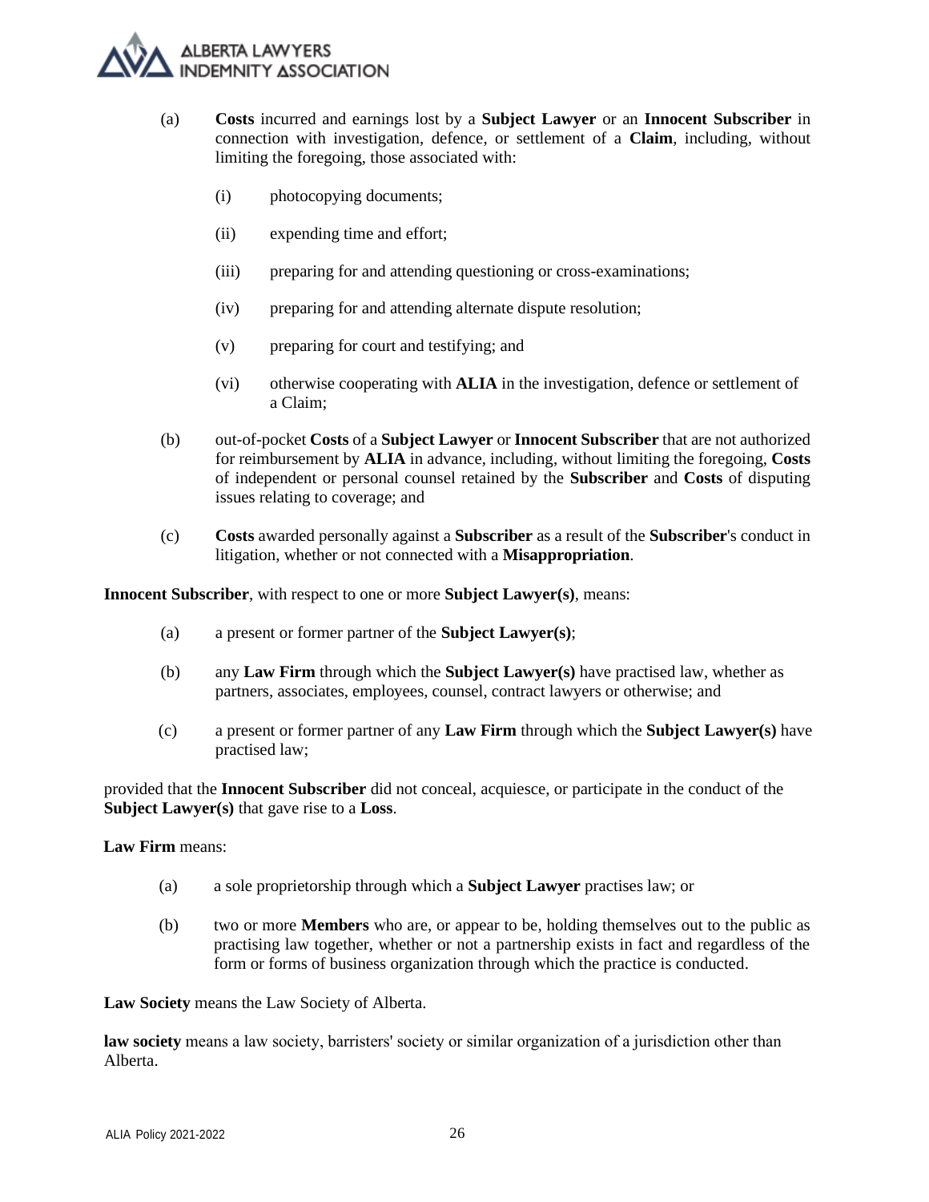(a) **Costs** incurred and earnings lost by a **Subject Lawyer** or an **Innocent Subscriber** in connection with investigation, defence, or settlement of a **Claim**, including, without limiting the foregoing, those associated with:

   (i) photocopying documents;

   (ii) expending time and effort;

   (iii) preparing for and attending questioning or cross-examinations;

   (iv) preparing for and attending alternate dispute resolution;

   (v) preparing for court and testifying; and

   (vi) otherwise cooperating with **ALIA** in the investigation, defence or settlement of a Claim;

(b) out-of-pocket **Costs** of a **Subject Lawyer** or **Innocent Subscriber** that are not authorized for reimbursement by **ALIA** in advance, including, without limiting the foregoing, **Costs** of independent or personal counsel retained by the **Subscriber** and **Costs** of disputing issues relating to coverage; and

(c) **Costs** awarded personally against a **Subscriber** as a result of the **Subscriber**'s conduct in litigation, whether or not connected with a **Misappropriation**.

**Innocent Subscriber**, with respect to one or more **Subject Lawyer(s)**, means:

(a) a present or former partner of the **Subject Lawyer(s)**;

(b) any **Law Firm** through which the **Subject Lawyer(s)** have practised law, whether as partners, associates, employees, counsel, contract lawyers or otherwise; and

(c) a present or former partner of any **Law Firm** through which the **Subject Lawyer(s)** have practised law;

provided that the **Innocent Subscriber** did not conceal, acquiesce, or participate in the conduct of the **Subject Lawyer(s)** that gave rise to a **Loss**.

**Law Firm** means:

(a) a sole proprietorship through which a **Subject Lawyer** practises law; or

(b) two or more **Members** who are, or appear to be, holding themselves out to the public as practising law together, whether or not a partnership exists in fact and regardless of the form or forms of business organization through which the practice is conducted.

**Law Society** means the Law Society of Alberta.

**law society** means a law society, barristers' society or similar organization of a jurisdiction other than Alberta.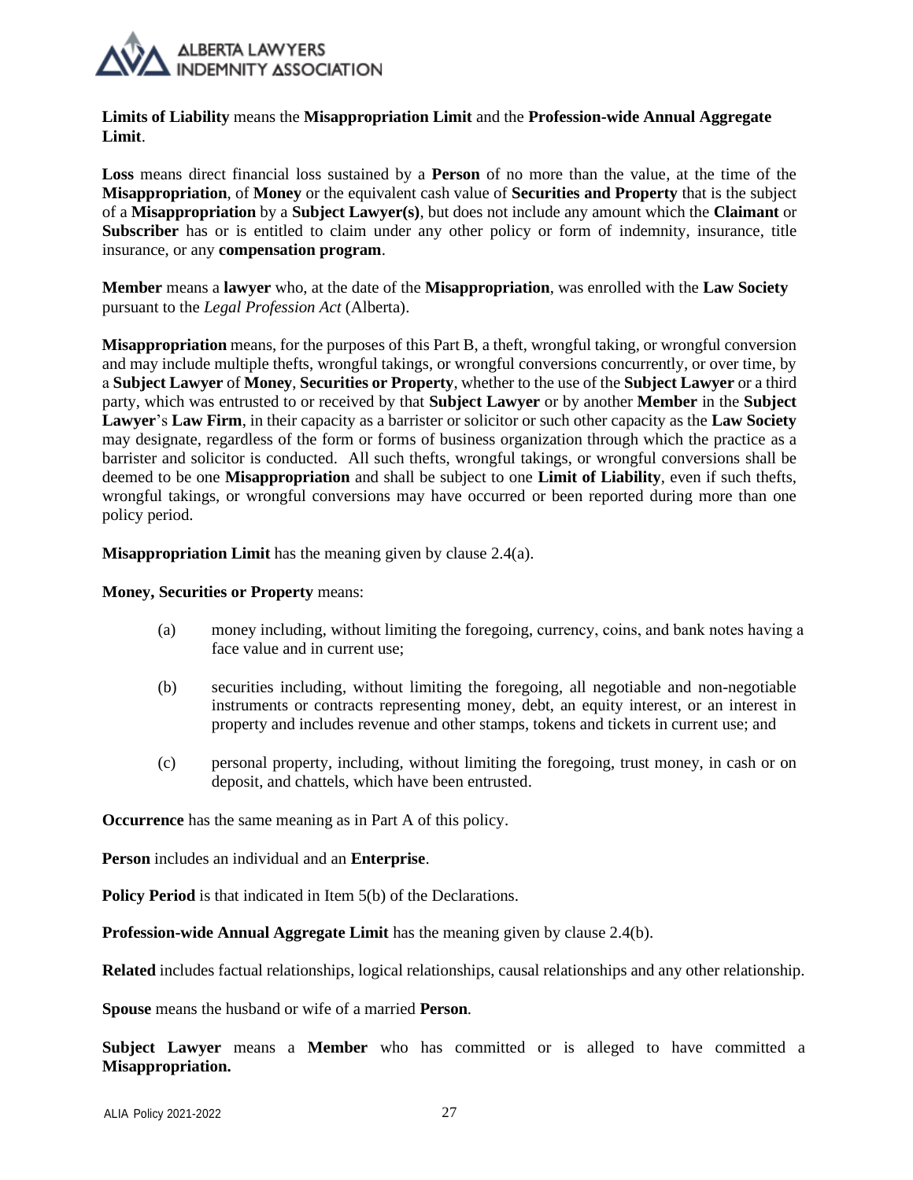**Limits of Liability** means the **Misappropriation Limit** and the **Profession-wide Annual Aggregate Limit**.

**Loss** means direct financial loss sustained by a **Person** of no more than the value, at the time of the **Misappropriation**, of **Money** or the equivalent cash value of **Securities and Property** that is the subject of a **Misappropriation** by a **Subject Lawyer(s)**, but does not include any amount which the **Claimant** or **Subscriber** has or is entitled to claim under any other policy or form of indemnity, insurance, title insurance, or any **compensation program**.

**Member** means a **lawyer** who, at the date of the **Misappropriation**, was enrolled with the **Law Society** pursuant to the *Legal Profession Act* (Alberta).

**Misappropriation** means, for the purposes of this Part B, a theft, wrongful taking, or wrongful conversion and may include multiple thefts, wrongful takings, or wrongful conversions concurrently, or over time, by a **Subject Lawyer** of **Money**, **Securities or Property**, whether to the use of the **Subject Lawyer** or a third party, which was entrusted to or received by that **Subject Lawyer** or by another **Member** in the **Subject Lawyer**'s **Law Firm**, in their capacity as a barrister or solicitor or such other capacity as the **Law Society** may designate, regardless of the form or forms of business organization through which the practice as a barrister and solicitor is conducted. All such thefts, wrongful takings, or wrongful conversions shall be deemed to be one **Misappropriation** and shall be subject to one **Limit of Liability**, even if such thefts, wrongful takings, or wrongful conversions may have occurred or been reported during more than one policy period.

**Misappropriation Limit** has the meaning given by clause 2.4(a).

**Money, Securities or Property** means:

(a) money including, without limiting the foregoing, currency, coins, and bank notes having a face value and in current use;

(b) securities including, without limiting the foregoing, all negotiable and non-negotiable instruments or contracts representing money, debt, an equity interest, or an interest in property and includes revenue and other stamps, tokens and tickets in current use; and

(c) personal property, including, without limiting the foregoing, trust money, in cash or on deposit, and chattels, which have been entrusted.

**Occurrence** has the same meaning as in Part A of this policy.

**Person** includes an individual and an **Enterprise**.

**Policy Period** is that indicated in Item 5(b) of the Declarations.

**Profession-wide Annual Aggregate Limit** has the meaning given by clause 2.4(b).

**Related** includes factual relationships, logical relationships, causal relationships and any other relationship.

**Spouse** means the husband or wife of a married **Person**.

**Subject Lawyer** means a **Member** who has committed or is alleged to have committed a **Misappropriation.**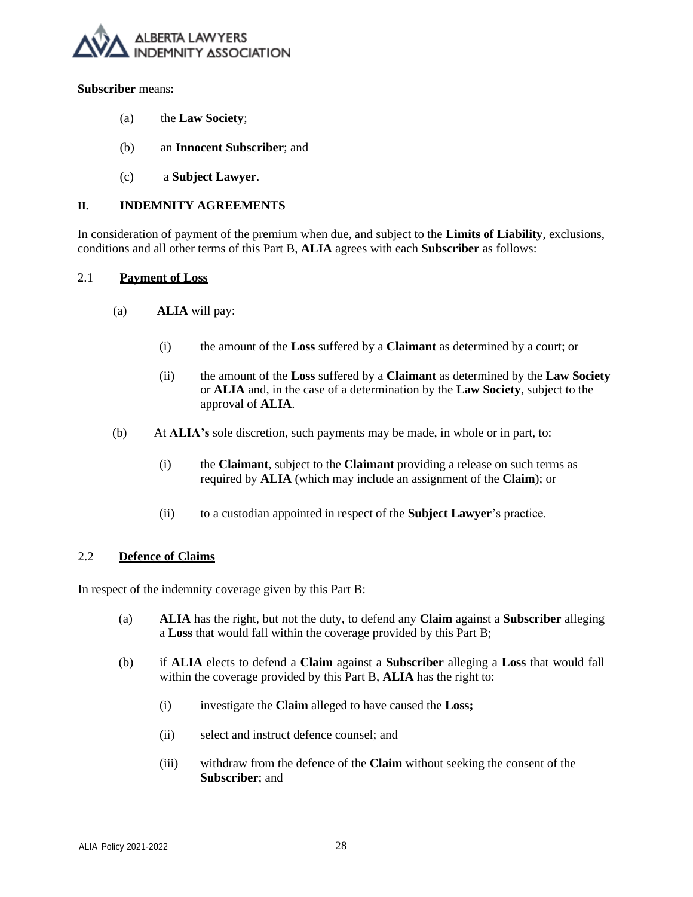**Subscriber** means:

- (a) the **Law Society**;
- (b) an **Innocent Subscriber**; and
- (c) a **Subject Lawyer**.

## II. INDEMNITY AGREEMENTS

In consideration of payment of the premium when due, and subject to the **Limits of Liability**, exclusions, conditions and all other terms of this Part B, **ALIA** agrees with each **Subscriber** as follows:

### 2.1 <u>Payment of Loss</u>

(a) **ALIA** will pay:

- (i) the amount of the **Loss** suffered by a **Claimant** as determined by a court; or
- (ii) the amount of the **Loss** suffered by a **Claimant** as determined by the **Law Society** or **ALIA** and, in the case of a determination by the **Law Society**, subject to the approval of **ALIA**.

(b) At **ALIA's** sole discretion, such payments may be made, in whole or in part, to:

- (i) the **Claimant**, subject to the **Claimant** providing a release on such terms as required by **ALIA** (which may include an assignment of the **Claim**); or
- (ii) to a custodian appointed in respect of the **Subject Lawyer**'s practice.

### 2.2 <u>Defence of Claims</u>

In respect of the indemnity coverage given by this Part B:

(a) **ALIA** has the right, but not the duty, to defend any **Claim** against a **Subscriber** alleging a **Loss** that would fall within the coverage provided by this Part B;

(b) if **ALIA** elects to defend a **Claim** against a **Subscriber** alleging a **Loss** that would fall within the coverage provided by this Part B, **ALIA** has the right to:

- (i) investigate the **Claim** alleged to have caused the **Loss;**
- (ii) select and instruct defence counsel; and
- (iii) withdraw from the defence of the **Claim** without seeking the consent of the **Subscriber**; and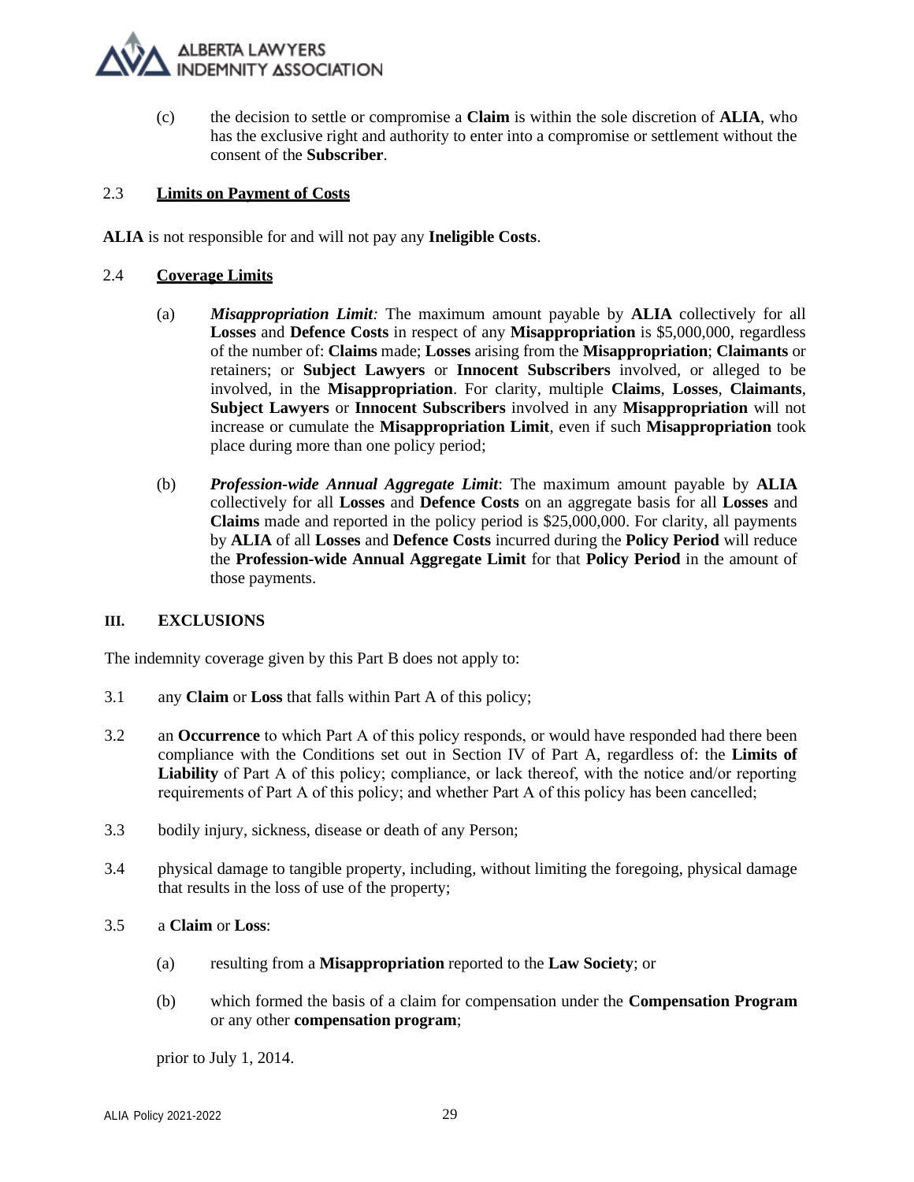(c) the decision to settle or compromise a **Claim** is within the sole discretion of **ALIA**, who has the exclusive right and authority to enter into a compromise or settlement without the consent of the **Subscriber**.

2.3 **Limits on Payment of Costs**

**ALIA** is not responsible for and will not pay any **Ineligible Costs**.

2.4 **Coverage Limits**

(a) ***Misappropriation Limit:*** The maximum amount payable by **ALIA** collectively for all **Losses** and **Defence Costs** in respect of any **Misappropriation** is $5,000,000, regardless of the number of: **Claims** made; **Losses** arising from the **Misappropriation**; **Claimants** or retainers; or **Subject Lawyers** or **Innocent Subscribers** involved, or alleged to be involved, in the **Misappropriation**. For clarity, multiple **Claims**, **Losses**, **Claimants**, **Subject Lawyers** or **Innocent Subscribers** involved in any **Misappropriation** will not increase or cumulate the **Misappropriation Limit**, even if such **Misappropriation** took place during more than one policy period;

(b) ***Profession-wide Annual Aggregate Limit***: The maximum amount payable by **ALIA** collectively for all **Losses** and **Defence Costs** on an aggregate basis for all **Losses** and **Claims** made and reported in the policy period is $25,000,000. For clarity, all payments by **ALIA** of all **Losses** and **Defence Costs** incurred during the **Policy Period** will reduce the **Profession-wide Annual Aggregate Limit** for that **Policy Period** in the amount of those payments.

## III. EXCLUSIONS

The indemnity coverage given by this Part B does not apply to:

3.1 any **Claim** or **Loss** that falls within Part A of this policy;

3.2 an **Occurrence** to which Part A of this policy responds, or would have responded had there been compliance with the Conditions set out in Section IV of Part A, regardless of: the **Limits of Liability** of Part A of this policy; compliance, or lack thereof, with the notice and/or reporting requirements of Part A of this policy; and whether Part A of this policy has been cancelled;

3.3 bodily injury, sickness, disease or death of any Person;

3.4 physical damage to tangible property, including, without limiting the foregoing, physical damage that results in the loss of use of the property;

3.5 a **Claim** or **Loss**:

(a) resulting from a **Misappropriation** reported to the **Law Society**; or

(b) which formed the basis of a claim for compensation under the **Compensation Program** or any other **compensation program**;

prior to July 1, 2014.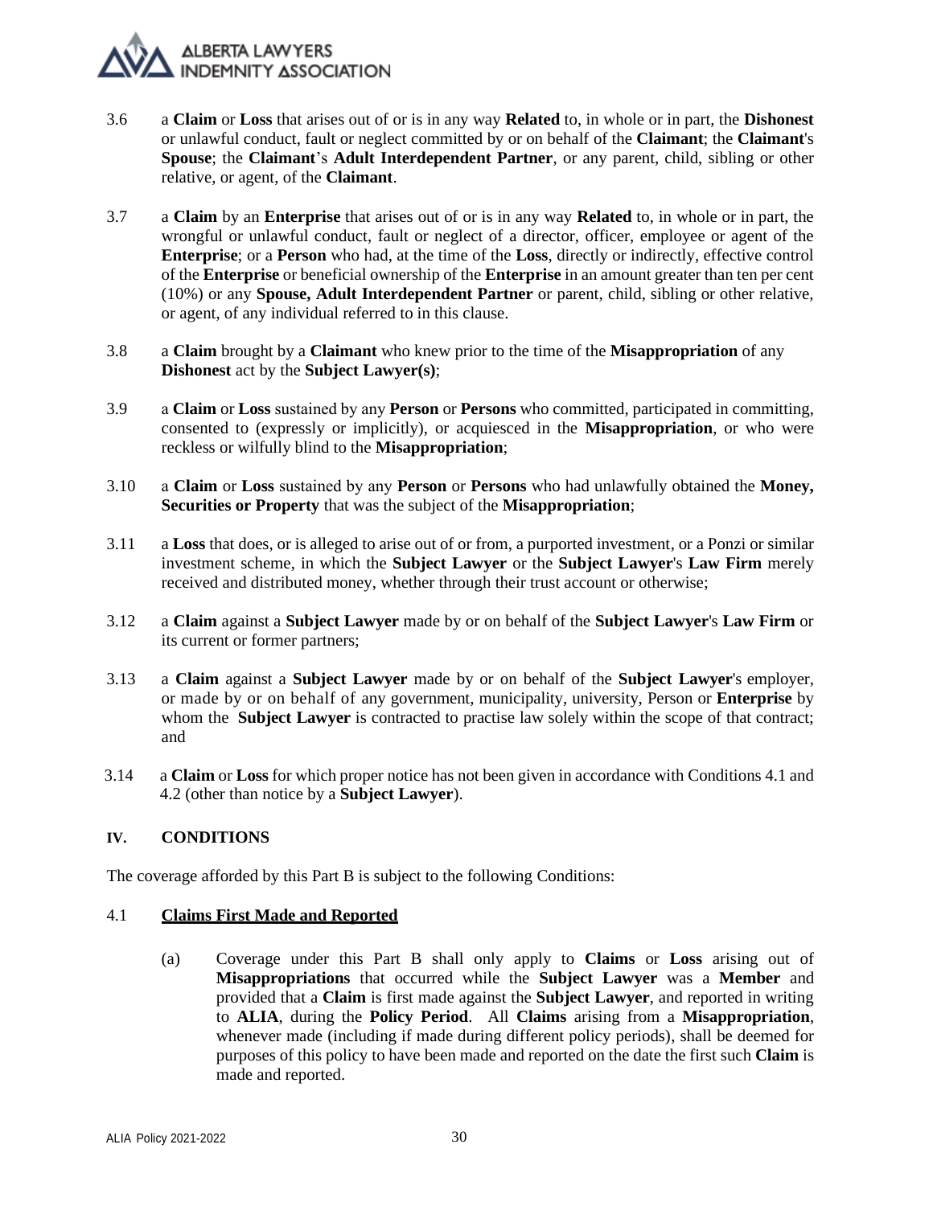3.6 a **Claim** or **Loss** that arises out of or is in any way **Related** to, in whole or in part, the **Dishonest** or unlawful conduct, fault or neglect committed by or on behalf of the **Claimant**; the **Claimant**'s **Spouse**; the **Claimant**'s **Adult Interdependent Partner**, or any parent, child, sibling or other relative, or agent, of the **Claimant**.

3.7 a **Claim** by an **Enterprise** that arises out of or is in any way **Related** to, in whole or in part, the wrongful or unlawful conduct, fault or neglect of a director, officer, employee or agent of the **Enterprise**; or a **Person** who had, at the time of the **Loss**, directly or indirectly, effective control of the **Enterprise** or beneficial ownership of the **Enterprise** in an amount greater than ten per cent (10%) or any **Spouse, Adult Interdependent Partner** or parent, child, sibling or other relative, or agent, of any individual referred to in this clause.

3.8 a **Claim** brought by a **Claimant** who knew prior to the time of the **Misappropriation** of any **Dishonest** act by the **Subject Lawyer(s)**;

3.9 a **Claim** or **Loss** sustained by any **Person** or **Persons** who committed, participated in committing, consented to (expressly or implicitly), or acquiesced in the **Misappropriation**, or who were reckless or wilfully blind to the **Misappropriation**;

3.10 a **Claim** or **Loss** sustained by any **Person** or **Persons** who had unlawfully obtained the **Money, Securities or Property** that was the subject of the **Misappropriation**;

3.11 a **Loss** that does, or is alleged to arise out of or from, a purported investment, or a Ponzi or similar investment scheme, in which the **Subject Lawyer** or the **Subject Lawyer**'s **Law Firm** merely received and distributed money, whether through their trust account or otherwise;

3.12 a **Claim** against a **Subject Lawyer** made by or on behalf of the **Subject Lawyer**'s **Law Firm** or its current or former partners;

3.13 a **Claim** against a **Subject Lawyer** made by or on behalf of the **Subject Lawyer**'s employer, or made by or on behalf of any government, municipality, university, Person or **Enterprise** by whom the **Subject Lawyer** is contracted to practise law solely within the scope of that contract; and

3.14 a **Claim** or **Loss** for which proper notice has not been given in accordance with Conditions 4.1 and 4.2 (other than notice by a **Subject Lawyer**).

## IV. CONDITIONS

The coverage afforded by this Part B is subject to the following Conditions:

### 4.1 <u>Claims First Made and Reported</u>

(a) Coverage under this Part B shall only apply to **Claims** or **Loss** arising out of **Misappropriations** that occurred while the **Subject Lawyer** was a **Member** and provided that a **Claim** is first made against the **Subject Lawyer**, and reported in writing to **ALIA**, during the **Policy Period**. All **Claims** arising from a **Misappropriation**, whenever made (including if made during different policy periods), shall be deemed for purposes of this policy to have been made and reported on the date the first such **Claim** is made and reported.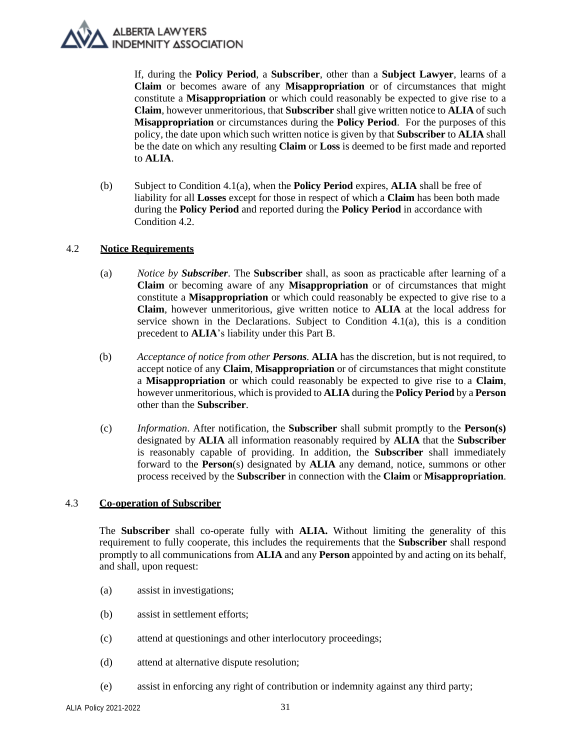If, during the **Policy Period**, a **Subscriber**, other than a **Subject Lawyer**, learns of a **Claim** or becomes aware of any **Misappropriation** or of circumstances that might constitute a **Misappropriation** or which could reasonably be expected to give rise to a **Claim**, however unmeritorious, that **Subscriber** shall give written notice to **ALIA** of such **Misappropriation** or circumstances during the **Policy Period**. For the purposes of this policy, the date upon which such written notice is given by that **Subscriber** to **ALIA** shall be the date on which any resulting **Claim** or **Loss** is deemed to be first made and reported to **ALIA**.

(b) Subject to Condition 4.1(a), when the **Policy Period** expires, **ALIA** shall be free of liability for all **Losses** except for those in respect of which a **Claim** has been both made during the **Policy Period** and reported during the **Policy Period** in accordance with Condition 4.2.

### 4.2 Notice Requirements

(a) *Notice by **Subscriber***. The **Subscriber** shall, as soon as practicable after learning of a **Claim** or becoming aware of any **Misappropriation** or of circumstances that might constitute a **Misappropriation** or which could reasonably be expected to give rise to a **Claim**, however unmeritorious, give written notice to **ALIA** at the local address for service shown in the Declarations. Subject to Condition 4.1(a), this is a condition precedent to **ALIA**'s liability under this Part B.

(b) *Acceptance of notice from other **Persons***. **ALIA** has the discretion, but is not required, to accept notice of any **Claim**, **Misappropriation** or of circumstances that might constitute a **Misappropriation** or which could reasonably be expected to give rise to a **Claim**, however unmeritorious, which is provided to **ALIA** during the **Policy Period** by a **Person** other than the **Subscriber**.

(c) *Information*. After notification, the **Subscriber** shall submit promptly to the **Person(s)** designated by **ALIA** all information reasonably required by **ALIA** that the **Subscriber** is reasonably capable of providing. In addition, the **Subscriber** shall immediately forward to the **Person**(s) designated by **ALIA** any demand, notice, summons or other process received by the **Subscriber** in connection with the **Claim** or **Misappropriation**.

### 4.3 Co-operation of Subscriber

The **Subscriber** shall co-operate fully with **ALIA.** Without limiting the generality of this requirement to fully cooperate, this includes the requirements that the **Subscriber** shall respond promptly to all communications from **ALIA** and any **Person** appointed by and acting on its behalf, and shall, upon request:

(a) assist in investigations;

(b) assist in settlement efforts;

(c) attend at questionings and other interlocutory proceedings;

(d) attend at alternative dispute resolution;

(e) assist in enforcing any right of contribution or indemnity against any third party;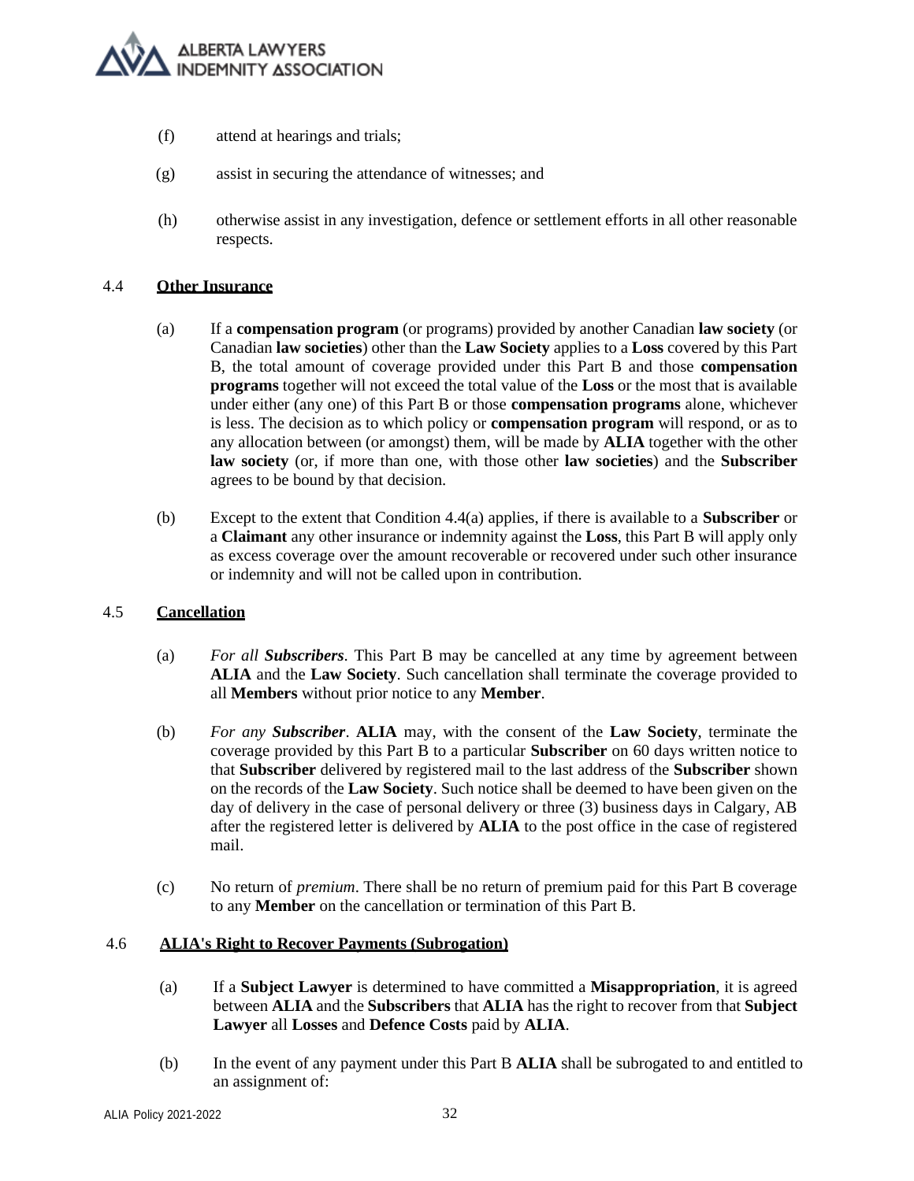(f) attend at hearings and trials;

(g) assist in securing the attendance of witnesses; and

(h) otherwise assist in any investigation, defence or settlement efforts in all other reasonable respects.

### 4.4 Other Insurance

(a) If a **compensation program** (or programs) provided by another Canadian **law society** (or Canadian **law societies**) other than the **Law Society** applies to a **Loss** covered by this Part B, the total amount of coverage provided under this Part B and those **compensation programs** together will not exceed the total value of the **Loss** or the most that is available under either (any one) of this Part B or those **compensation programs** alone, whichever is less. The decision as to which policy or **compensation program** will respond, or as to any allocation between (or amongst) them, will be made by **ALIA** together with the other **law society** (or, if more than one, with those other **law societies**) and the **Subscriber** agrees to be bound by that decision.

(b) Except to the extent that Condition 4.4(a) applies, if there is available to a **Subscriber** or a **Claimant** any other insurance or indemnity against the **Loss**, this Part B will apply only as excess coverage over the amount recoverable or recovered under such other insurance or indemnity and will not be called upon in contribution.

### 4.5 Cancellation

(a) *For all **Subscribers***. This Part B may be cancelled at any time by agreement between **ALIA** and the **Law Society**. Such cancellation shall terminate the coverage provided to all **Members** without prior notice to any **Member**.

(b) *For any **Subscriber***. **ALIA** may, with the consent of the **Law Society**, terminate the coverage provided by this Part B to a particular **Subscriber** on 60 days written notice to that **Subscriber** delivered by registered mail to the last address of the **Subscriber** shown on the records of the **Law Society**. Such notice shall be deemed to have been given on the day of delivery in the case of personal delivery or three (3) business days in Calgary, AB after the registered letter is delivered by **ALIA** to the post office in the case of registered mail.

(c) No return of *premium*. There shall be no return of premium paid for this Part B coverage to any **Member** on the cancellation or termination of this Part B.

### 4.6 ALIA's Right to Recover Payments (Subrogation)

(a) If a **Subject Lawyer** is determined to have committed a **Misappropriation**, it is agreed between **ALIA** and the **Subscribers** that **ALIA** has the right to recover from that **Subject Lawyer** all **Losses** and **Defence Costs** paid by **ALIA**.

(b) In the event of any payment under this Part B **ALIA** shall be subrogated to and entitled to an assignment of: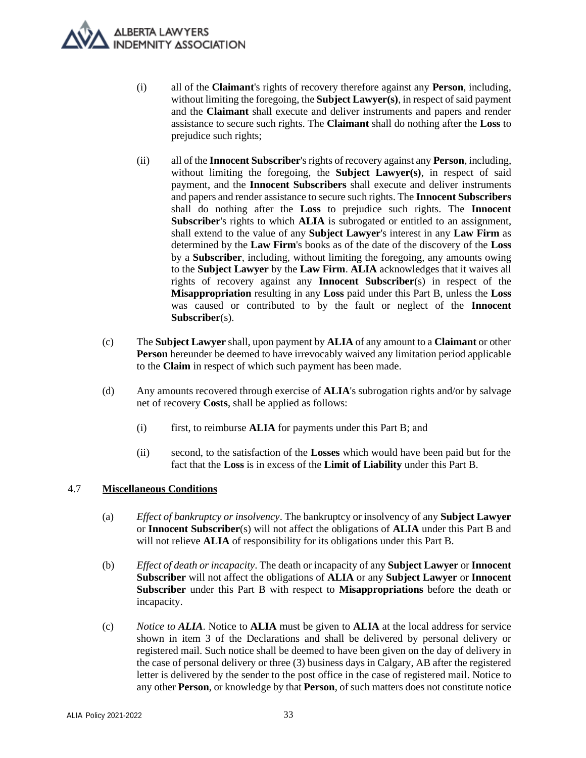(i) all of the **Claimant**'s rights of recovery therefore against any **Person**, including, without limiting the foregoing, the **Subject Lawyer(s)**, in respect of said payment and the **Claimant** shall execute and deliver instruments and papers and render assistance to secure such rights. The **Claimant** shall do nothing after the **Loss** to prejudice such rights;

(ii) all of the **Innocent Subscriber**'s rights of recovery against any **Person**, including, without limiting the foregoing, the **Subject Lawyer(s)**, in respect of said payment, and the **Innocent Subscribers** shall execute and deliver instruments and papers and render assistance to secure such rights. The **Innocent Subscribers** shall do nothing after the **Loss** to prejudice such rights. The **Innocent Subscriber**'s rights to which **ALIA** is subrogated or entitled to an assignment, shall extend to the value of any **Subject Lawyer**'s interest in any **Law Firm** as determined by the **Law Firm**'s books as of the date of the discovery of the **Loss** by a **Subscriber**, including, without limiting the foregoing, any amounts owing to the **Subject Lawyer** by the **Law Firm**. **ALIA** acknowledges that it waives all rights of recovery against any **Innocent Subscriber**(s) in respect of the **Misappropriation** resulting in any **Loss** paid under this Part B, unless the **Loss** was caused or contributed to by the fault or neglect of the **Innocent Subscriber**(s).

(c) The **Subject Lawyer** shall, upon payment by **ALIA** of any amount to a **Claimant** or other **Person** hereunder be deemed to have irrevocably waived any limitation period applicable to the **Claim** in respect of which such payment has been made.

(d) Any amounts recovered through exercise of **ALIA**'s subrogation rights and/or by salvage net of recovery **Costs**, shall be applied as follows:

(i) first, to reimburse **ALIA** for payments under this Part B; and

(ii) second, to the satisfaction of the **Losses** which would have been paid but for the fact that the **Loss** is in excess of the **Limit of Liability** under this Part B.

4.7 **<u>Miscellaneous Conditions</u>**

(a) *Effect of bankruptcy or insolvency*. The bankruptcy or insolvency of any **Subject Lawyer** or **Innocent Subscriber**(s) will not affect the obligations of **ALIA** under this Part B and will not relieve **ALIA** of responsibility for its obligations under this Part B.

(b) *Effect of death or incapacity*. The death or incapacity of any **Subject Lawyer** or **Innocent Subscriber** will not affect the obligations of **ALIA** or any **Subject Lawyer** or **Innocent Subscriber** under this Part B with respect to **Misappropriations** before the death or incapacity.

(c) *Notice to **ALIA***. Notice to **ALIA** must be given to **ALIA** at the local address for service shown in item 3 of the Declarations and shall be delivered by personal delivery or registered mail. Such notice shall be deemed to have been given on the day of delivery in the case of personal delivery or three (3) business days in Calgary, AB after the registered letter is delivered by the sender to the post office in the case of registered mail. Notice to any other **Person**, or knowledge by that **Person**, of such matters does not constitute notice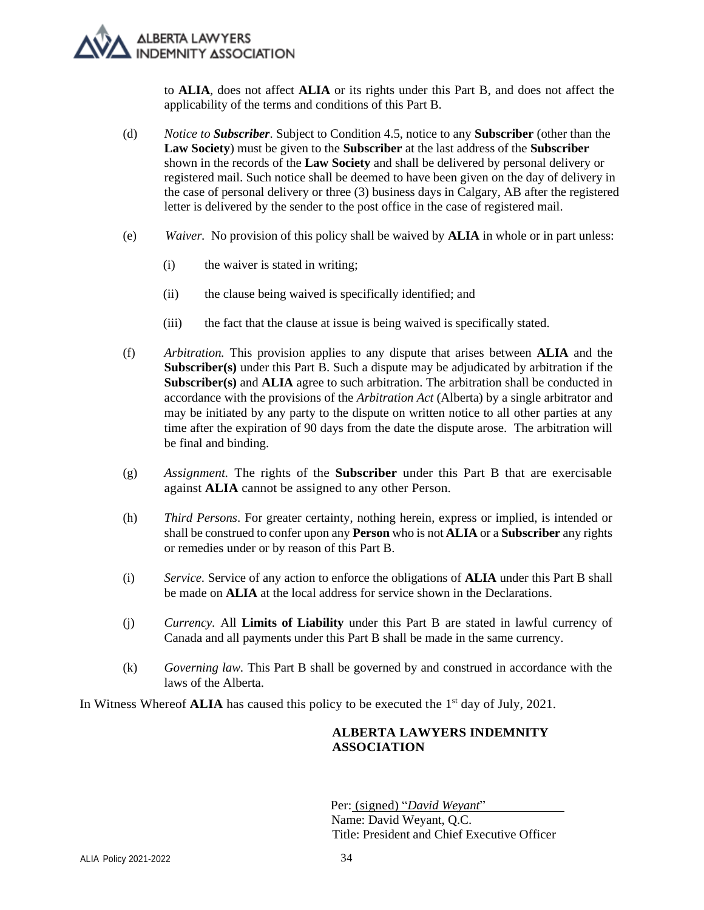to **ALIA**, does not affect **ALIA** or its rights under this Part B, and does not affect the applicability of the terms and conditions of this Part B.

(d) *Notice to **Subscriber***. Subject to Condition 4.5, notice to any **Subscriber** (other than the **Law Society**) must be given to the **Subscriber** at the last address of the **Subscriber** shown in the records of the **Law Society** and shall be delivered by personal delivery or registered mail. Such notice shall be deemed to have been given on the day of delivery in the case of personal delivery or three (3) business days in Calgary, AB after the registered letter is delivered by the sender to the post office in the case of registered mail.

(e) *Waiver.* No provision of this policy shall be waived by **ALIA** in whole or in part unless:

(i) the waiver is stated in writing;

(ii) the clause being waived is specifically identified; and

(iii) the fact that the clause at issue is being waived is specifically stated.

(f) *Arbitration.* This provision applies to any dispute that arises between **ALIA** and the **Subscriber(s)** under this Part B. Such a dispute may be adjudicated by arbitration if the **Subscriber(s)** and **ALIA** agree to such arbitration. The arbitration shall be conducted in accordance with the provisions of the *Arbitration Act* (Alberta) by a single arbitrator and may be initiated by any party to the dispute on written notice to all other parties at any time after the expiration of 90 days from the date the dispute arose. The arbitration will be final and binding.

(g) *Assignment.* The rights of the **Subscriber** under this Part B that are exercisable against **ALIA** cannot be assigned to any other Person.

(h) *Third Persons*. For greater certainty, nothing herein, express or implied, is intended or shall be construed to confer upon any **Person** who is not **ALIA** or a **Subscriber** any rights or remedies under or by reason of this Part B.

(i) *Service*. Service of any action to enforce the obligations of **ALIA** under this Part B shall be made on **ALIA** at the local address for service shown in the Declarations.

(j) *Currency*. All **Limits of Liability** under this Part B are stated in lawful currency of Canada and all payments under this Part B shall be made in the same currency.

(k) *Governing law.* This Part B shall be governed by and construed in accordance with the laws of the Alberta.

In Witness Whereof **ALIA** has caused this policy to be executed the 1st day of July, 2021.

**ALBERTA LAWYERS INDEMNITY ASSOCIATION**

Per: (signed) "*David Weyant*"
Name: David Weyant, Q.C.
Title: President and Chief Executive Officer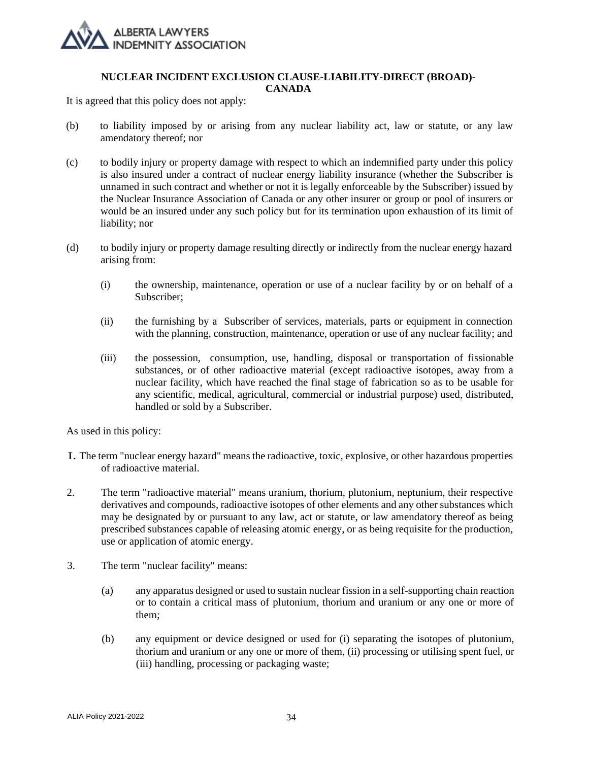## NUCLEAR INCIDENT EXCLUSION CLAUSE-LIABILITY-DIRECT (BROAD)-CANADA

It is agreed that this policy does not apply:

(b) to liability imposed by or arising from any nuclear liability act, law or statute, or any law amendatory thereof; nor

(c) to bodily injury or property damage with respect to which an indemnified party under this policy is also insured under a contract of nuclear energy liability insurance (whether the Subscriber is unnamed in such contract and whether or not it is legally enforceable by the Subscriber) issued by the Nuclear Insurance Association of Canada or any other insurer or group or pool of insurers or would be an insured under any such policy but for its termination upon exhaustion of its limit of liability; nor

(d) to bodily injury or property damage resulting directly or indirectly from the nuclear energy hazard arising from:

 (i) the ownership, maintenance, operation or use of a nuclear facility by or on behalf of a Subscriber;

 (ii) the furnishing by a Subscriber of services, materials, parts or equipment in connection with the planning, construction, maintenance, operation or use of any nuclear facility; and

 (iii) the possession, consumption, use, handling, disposal or transportation of fissionable substances, or of other radioactive material (except radioactive isotopes, away from a nuclear facility, which have reached the final stage of fabrication so as to be usable for any scientific, medical, agricultural, commercial or industrial purpose) used, distributed, handled or sold by a Subscriber.

As used in this policy:

1. The term "nuclear energy hazard" means the radioactive, toxic, explosive, or other hazardous properties of radioactive material.

2. The term "radioactive material" means uranium, thorium, plutonium, neptunium, their respective derivatives and compounds, radioactive isotopes of other elements and any other substances which may be designated by or pursuant to any law, act or statute, or law amendatory thereof as being prescribed substances capable of releasing atomic energy, or as being requisite for the production, use or application of atomic energy.

3. The term "nuclear facility" means:

 (a) any apparatus designed or used to sustain nuclear fission in a self-supporting chain reaction or to contain a critical mass of plutonium, thorium and uranium or any one or more of them;

 (b) any equipment or device designed or used for (i) separating the isotopes of plutonium, thorium and uranium or any one or more of them, (ii) processing or utilising spent fuel, or (iii) handling, processing or packaging waste;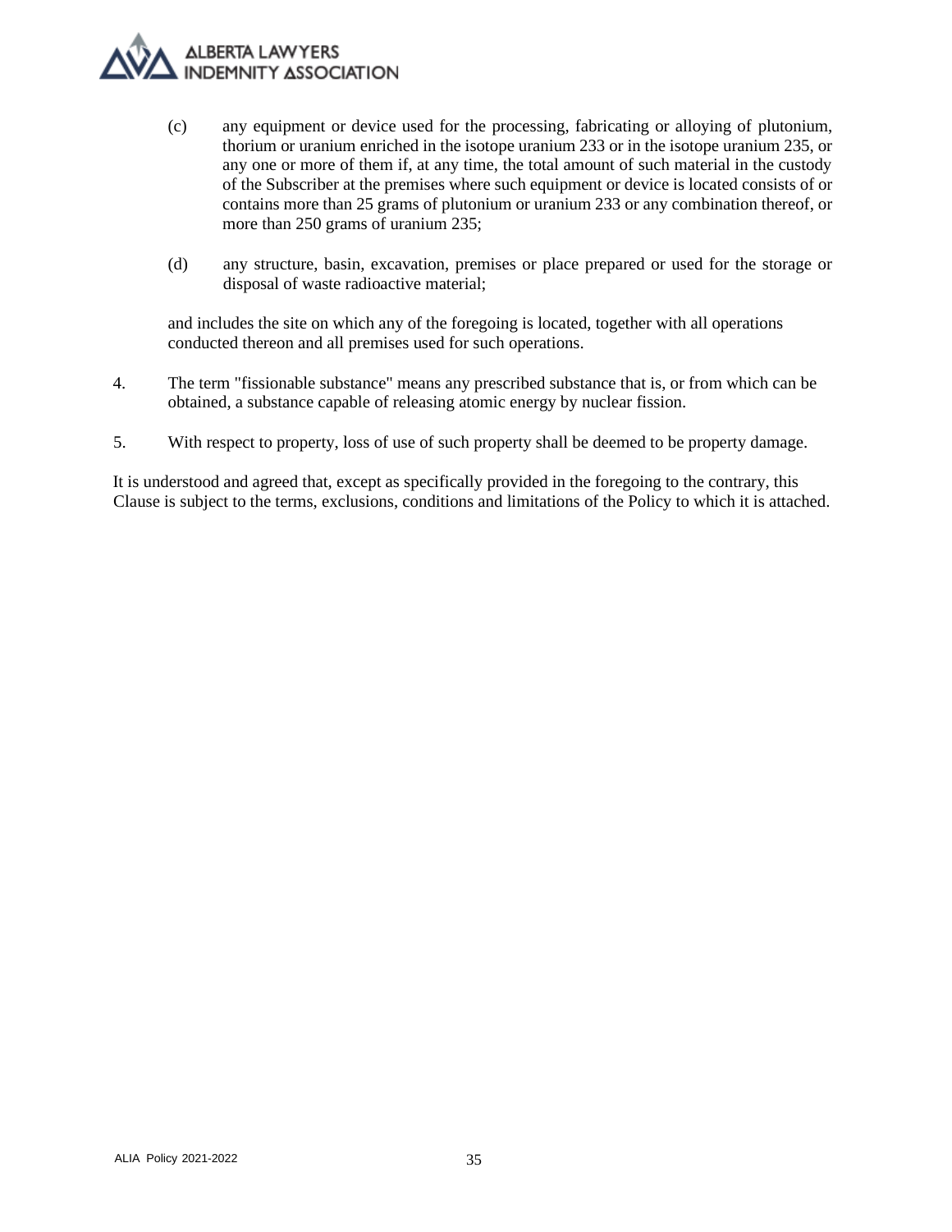(c) any equipment or device used for the processing, fabricating or alloying of plutonium, thorium or uranium enriched in the isotope uranium 233 or in the isotope uranium 235, or any one or more of them if, at any time, the total amount of such material in the custody of the Subscriber at the premises where such equipment or device is located consists of or contains more than 25 grams of plutonium or uranium 233 or any combination thereof, or more than 250 grams of uranium 235;

(d) any structure, basin, excavation, premises or place prepared or used for the storage or disposal of waste radioactive material;

and includes the site on which any of the foregoing is located, together with all operations conducted thereon and all premises used for such operations.

4. The term "fissionable substance" means any prescribed substance that is, or from which can be obtained, a substance capable of releasing atomic energy by nuclear fission.

5. With respect to property, loss of use of such property shall be deemed to be property damage.

It is understood and agreed that, except as specifically provided in the foregoing to the contrary, this Clause is subject to the terms, exclusions, conditions and limitations of the Policy to which it is attached.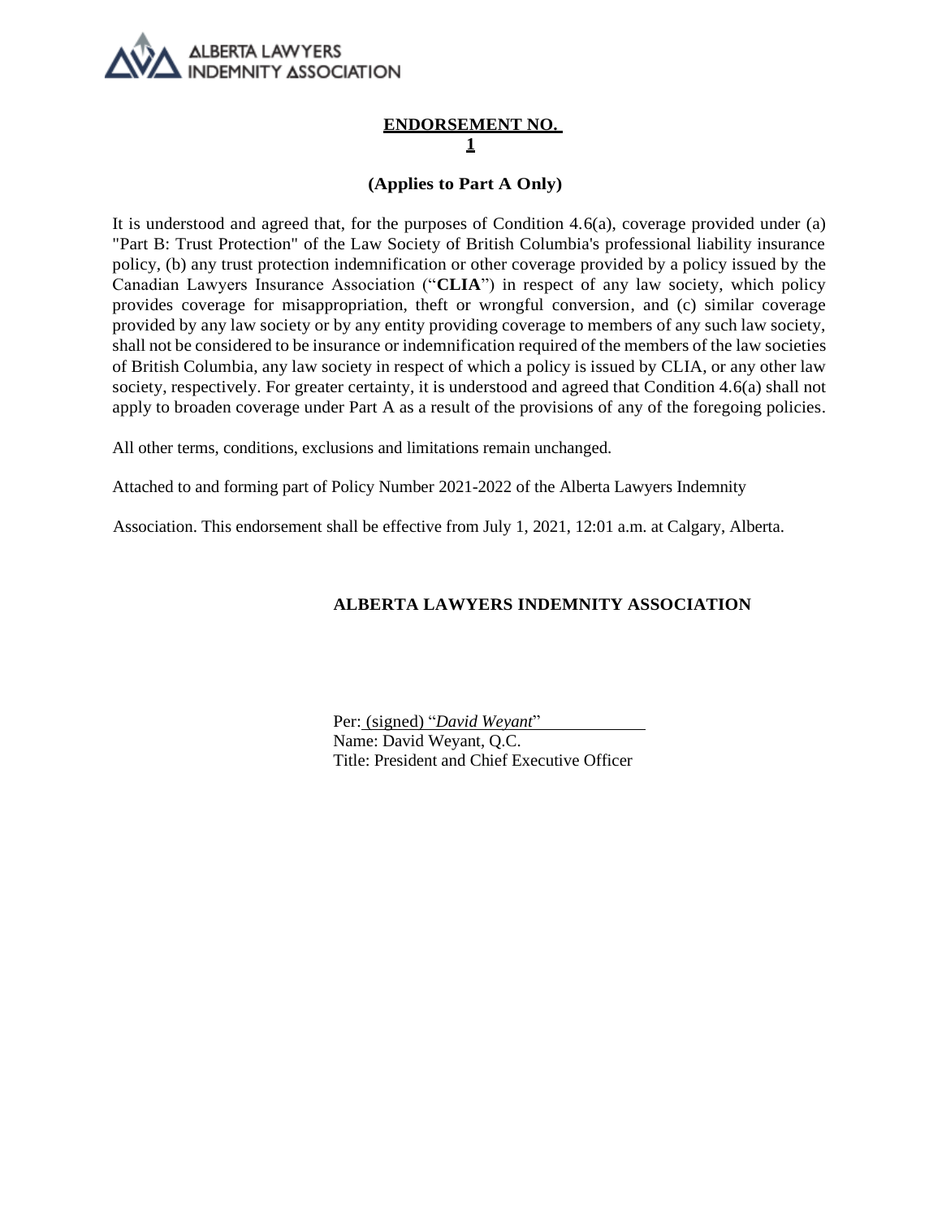ALBERTA LAWYERS INDEMNITY ASSOCIATION

# ENDORSEMENT NO. 1

**(Applies to Part A Only)**

It is understood and agreed that, for the purposes of Condition 4.6(a), coverage provided under (a) "Part B: Trust Protection" of the Law Society of British Columbia's professional liability insurance policy, (b) any trust protection indemnification or other coverage provided by a policy issued by the Canadian Lawyers Insurance Association ("**CLIA**") in respect of any law society, which policy provides coverage for misappropriation, theft or wrongful conversion, and (c) similar coverage provided by any law society or by any entity providing coverage to members of any such law society, shall not be considered to be insurance or indemnification required of the members of the law societies of British Columbia, any law society in respect of which a policy is issued by CLIA, or any other law society, respectively. For greater certainty, it is understood and agreed that Condition 4.6(a) shall not apply to broaden coverage under Part A as a result of the provisions of any of the foregoing policies.

All other terms, conditions, exclusions and limitations remain unchanged.

Attached to and forming part of Policy Number 2021-2022 of the Alberta Lawyers Indemnity Association. This endorsement shall be effective from July 1, 2021, 12:01 a.m. at Calgary, Alberta.

**ALBERTA LAWYERS INDEMNITY ASSOCIATION**

Per: (signed) "*David Weyant*"
Name: David Weyant, Q.C.
Title: President and Chief Executive Officer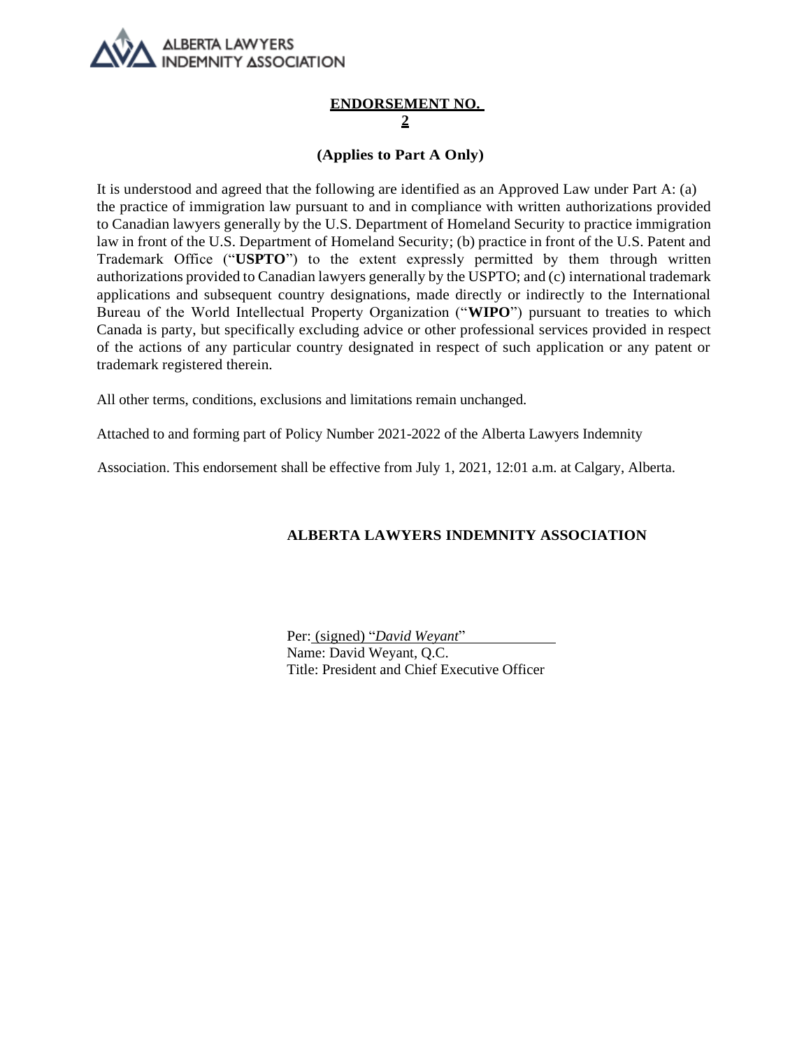ALBERTA LAWYERS INDEMNITY ASSOCIATION

**ENDORSEMENT NO. 2**

**(Applies to Part A Only)**

It is understood and agreed that the following are identified as an Approved Law under Part A: (a) the practice of immigration law pursuant to and in compliance with written authorizations provided to Canadian lawyers generally by the U.S. Department of Homeland Security to practice immigration law in front of the U.S. Department of Homeland Security; (b) practice in front of the U.S. Patent and Trademark Office ("**USPTO**") to the extent expressly permitted by them through written authorizations provided to Canadian lawyers generally by the USPTO; and (c) international trademark applications and subsequent country designations, made directly or indirectly to the International Bureau of the World Intellectual Property Organization ("**WIPO**") pursuant to treaties to which Canada is party, but specifically excluding advice or other professional services provided in respect of the actions of any particular country designated in respect of such application or any patent or trademark registered therein.

All other terms, conditions, exclusions and limitations remain unchanged.

Attached to and forming part of Policy Number 2021-2022 of the Alberta Lawyers Indemnity Association. This endorsement shall be effective from July 1, 2021, 12:01 a.m. at Calgary, Alberta.

**ALBERTA LAWYERS INDEMNITY ASSOCIATION**

Per: (signed) "*David Weyant*"
Name: David Weyant, Q.C.
Title: President and Chief Executive Officer